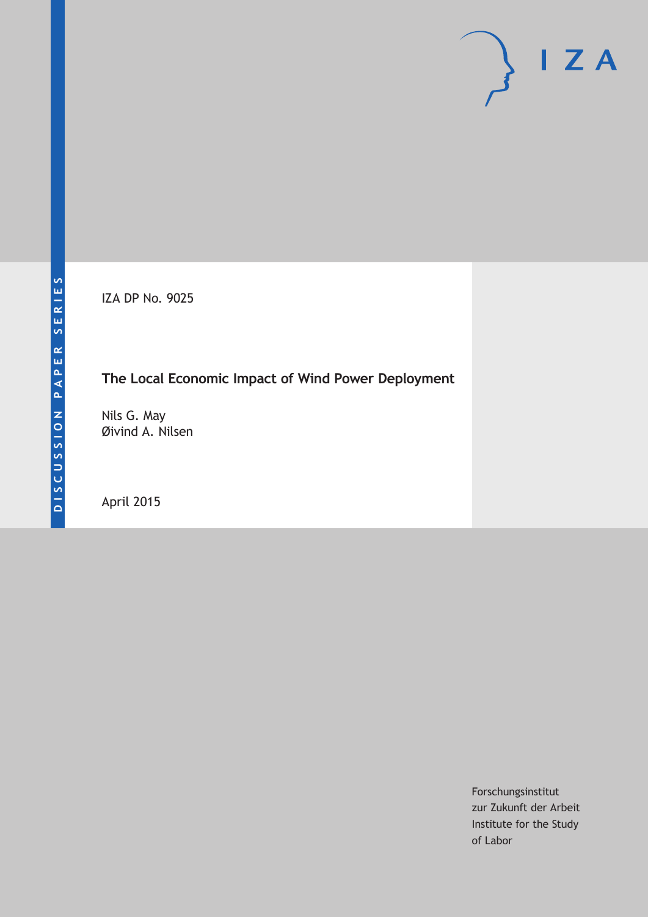DISCUSSION PAPER SERIES

IZA

IZA DP No. 9025

# The Local Economic Impact of Wind Power Deployment

Nils G. May
Øivind A. Nilsen

April 2015

Forschungsinstitut
zur Zukunft der Arbeit
Institute for the Study
of Labor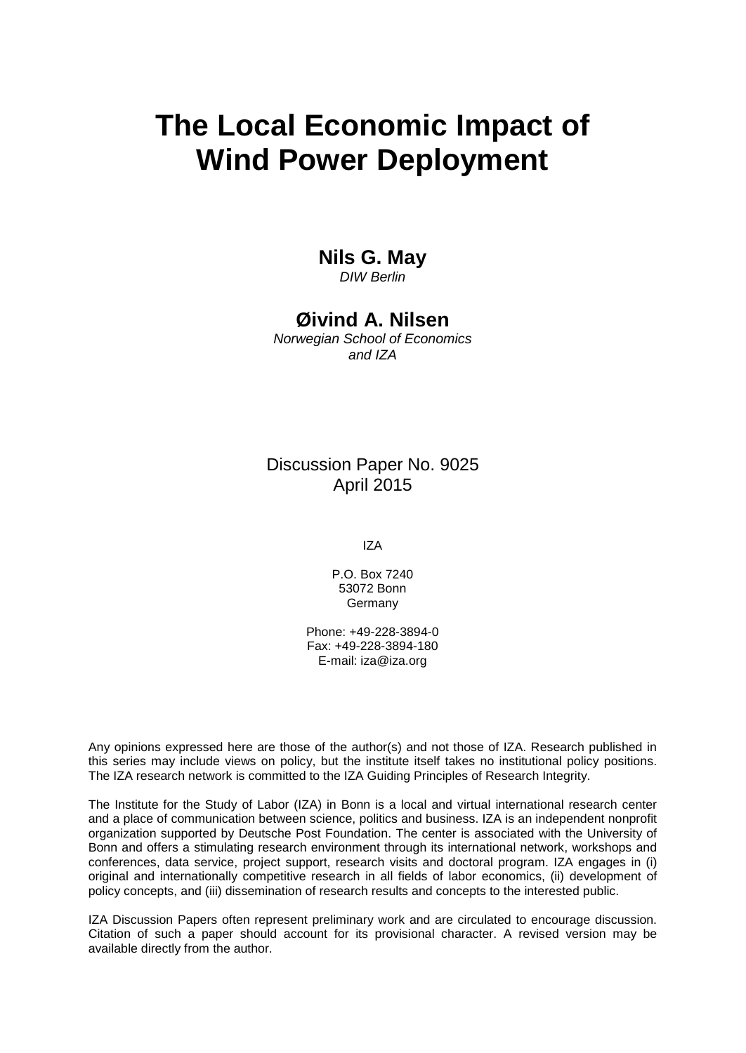# The Local Economic Impact of Wind Power Deployment

**Nils G. May**
*DIW Berlin*

**Øivind A. Nilsen**
*Norwegian School of Economics and IZA*

Discussion Paper No. 9025
April 2015

IZA

P.O. Box 7240
53072 Bonn
Germany

Phone: +49-228-3894-0
Fax: +49-228-3894-180
E-mail: iza@iza.org

Any opinions expressed here are those of the author(s) and not those of IZA. Research published in this series may include views on policy, but the institute itself takes no institutional policy positions. The IZA research network is committed to the IZA Guiding Principles of Research Integrity.

The Institute for the Study of Labor (IZA) in Bonn is a local and virtual international research center and a place of communication between science, politics and business. IZA is an independent nonprofit organization supported by Deutsche Post Foundation. The center is associated with the University of Bonn and offers a stimulating research environment through its international network, workshops and conferences, data service, project support, research visits and doctoral program. IZA engages in (i) original and internationally competitive research in all fields of labor economics, (ii) development of policy concepts, and (iii) dissemination of research results and concepts to the interested public.

IZA Discussion Papers often represent preliminary work and are circulated to encourage discussion. Citation of such a paper should account for its provisional character. A revised version may be available directly from the author.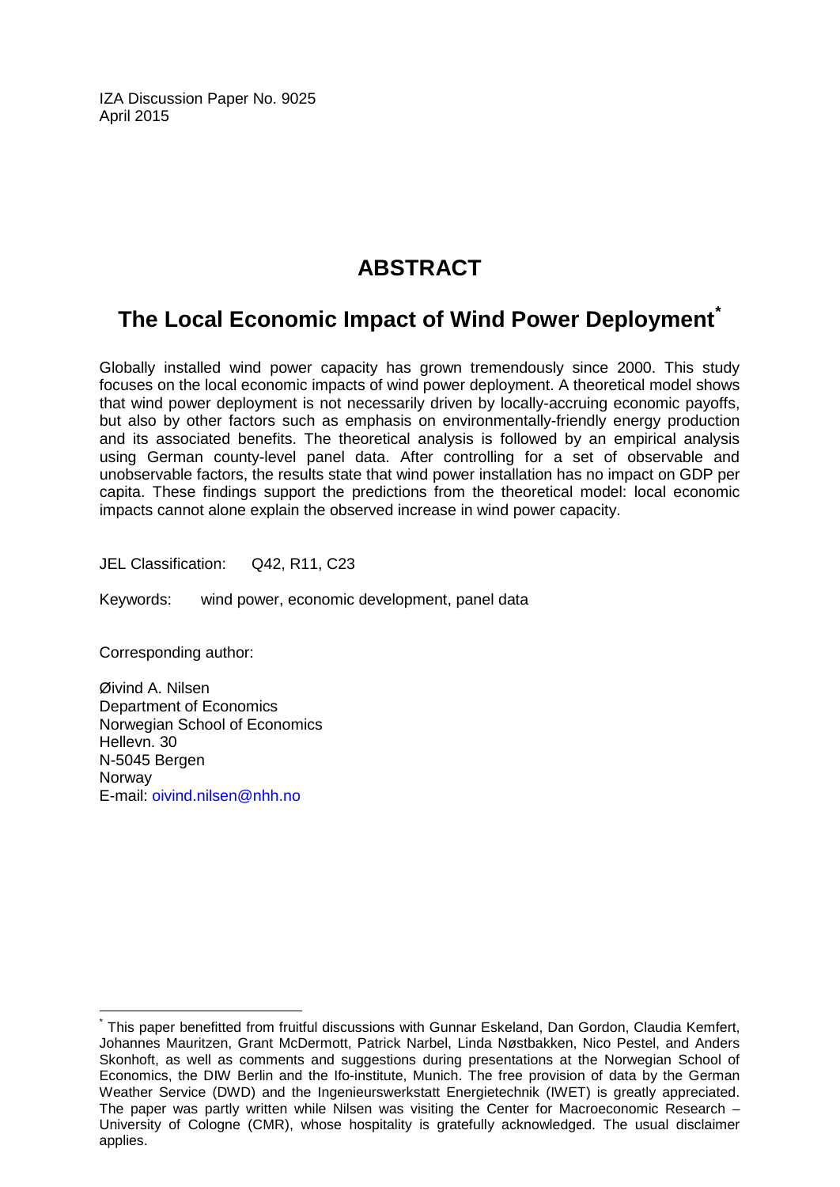IZA Discussion Paper No. 9025
April 2015

# ABSTRACT

## The Local Economic Impact of Wind Power Deployment*

Globally installed wind power capacity has grown tremendously since 2000. This study focuses on the local economic impacts of wind power deployment. A theoretical model shows that wind power deployment is not necessarily driven by locally-accruing economic payoffs, but also by other factors such as emphasis on environmentally-friendly energy production and its associated benefits. The theoretical analysis is followed by an empirical analysis using German county-level panel data. After controlling for a set of observable and unobservable factors, the results state that wind power installation has no impact on GDP per capita. These findings support the predictions from the theoretical model: local economic impacts cannot alone explain the observed increase in wind power capacity.

JEL Classification: Q42, R11, C23

Keywords: wind power, economic development, panel data

Corresponding author:

Øivind A. Nilsen
Department of Economics
Norwegian School of Economics
Hellevn. 30
N-5045 Bergen
Norway
E-mail: oivind.nilsen@nhh.no

---

* This paper benefitted from fruitful discussions with Gunnar Eskeland, Dan Gordon, Claudia Kemfert, Johannes Mauritzen, Grant McDermott, Patrick Narbel, Linda Nøstbakken, Nico Pestel, and Anders Skonhoft, as well as comments and suggestions during presentations at the Norwegian School of Economics, the DIW Berlin and the Ifo-institute, Munich. The free provision of data by the German Weather Service (DWD) and the Ingenieurswerkstatt Energietechnik (IWET) is greatly appreciated. The paper was partly written while Nilsen was visiting the Center for Macroeconomic Research – University of Cologne (CMR), whose hospitality is gratefully acknowledged. The usual disclaimer applies.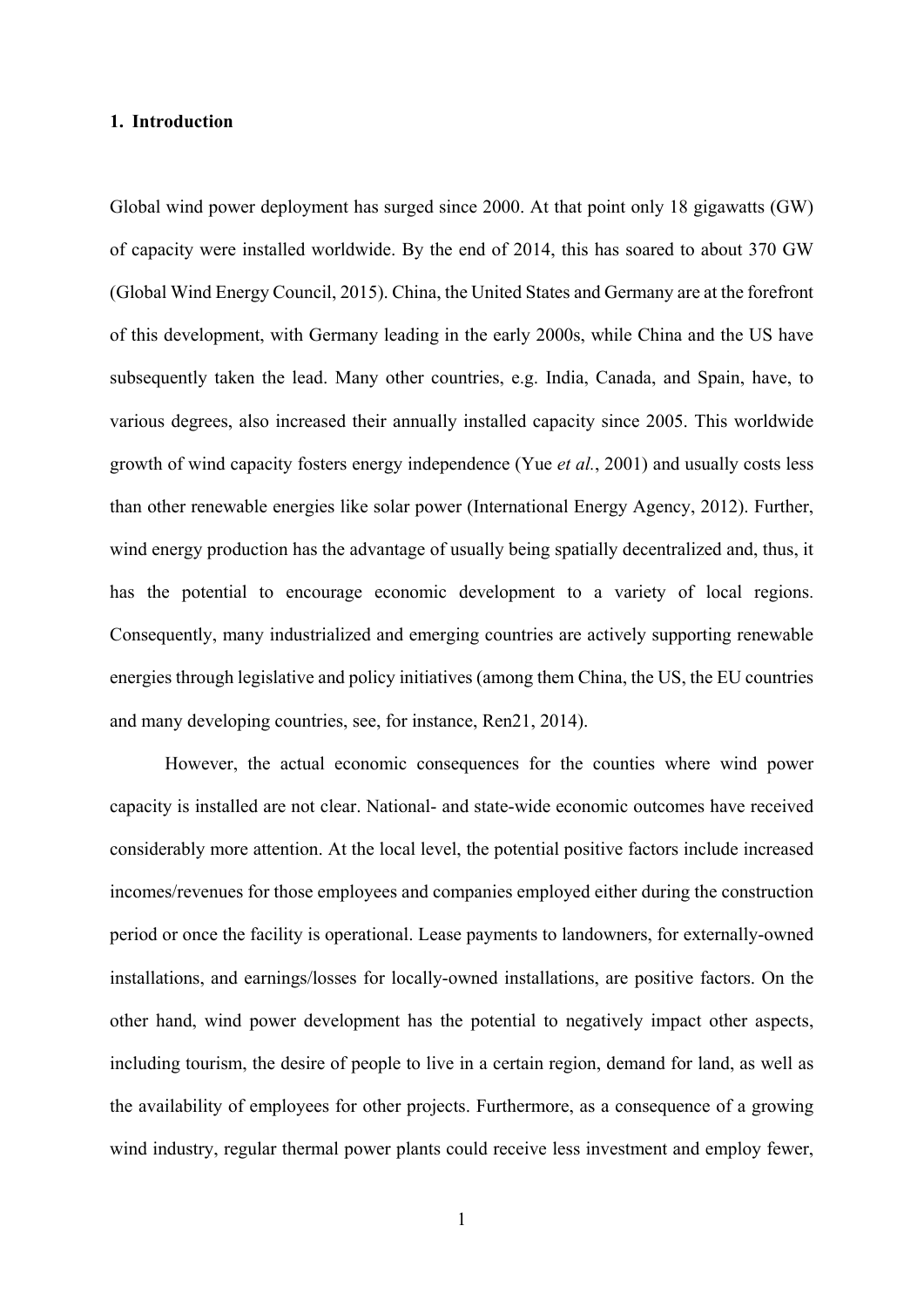## 1. Introduction

Global wind power deployment has surged since 2000. At that point only 18 gigawatts (GW) of capacity were installed worldwide. By the end of 2014, this has soared to about 370 GW (Global Wind Energy Council, 2015). China, the United States and Germany are at the forefront of this development, with Germany leading in the early 2000s, while China and the US have subsequently taken the lead. Many other countries, e.g. India, Canada, and Spain, have, to various degrees, also increased their annually installed capacity since 2005. This worldwide growth of wind capacity fosters energy independence (Yue *et al.*, 2001) and usually costs less than other renewable energies like solar power (International Energy Agency, 2012). Further, wind energy production has the advantage of usually being spatially decentralized and, thus, it has the potential to encourage economic development to a variety of local regions. Consequently, many industrialized and emerging countries are actively supporting renewable energies through legislative and policy initiatives (among them China, the US, the EU countries and many developing countries, see, for instance, Ren21, 2014).

However, the actual economic consequences for the counties where wind power capacity is installed are not clear. National- and state-wide economic outcomes have received considerably more attention. At the local level, the potential positive factors include increased incomes/revenues for those employees and companies employed either during the construction period or once the facility is operational. Lease payments to landowners, for externally-owned installations, and earnings/losses for locally-owned installations, are positive factors. On the other hand, wind power development has the potential to negatively impact other aspects, including tourism, the desire of people to live in a certain region, demand for land, as well as the availability of employees for other projects. Furthermore, as a consequence of a growing wind industry, regular thermal power plants could receive less investment and employ fewer,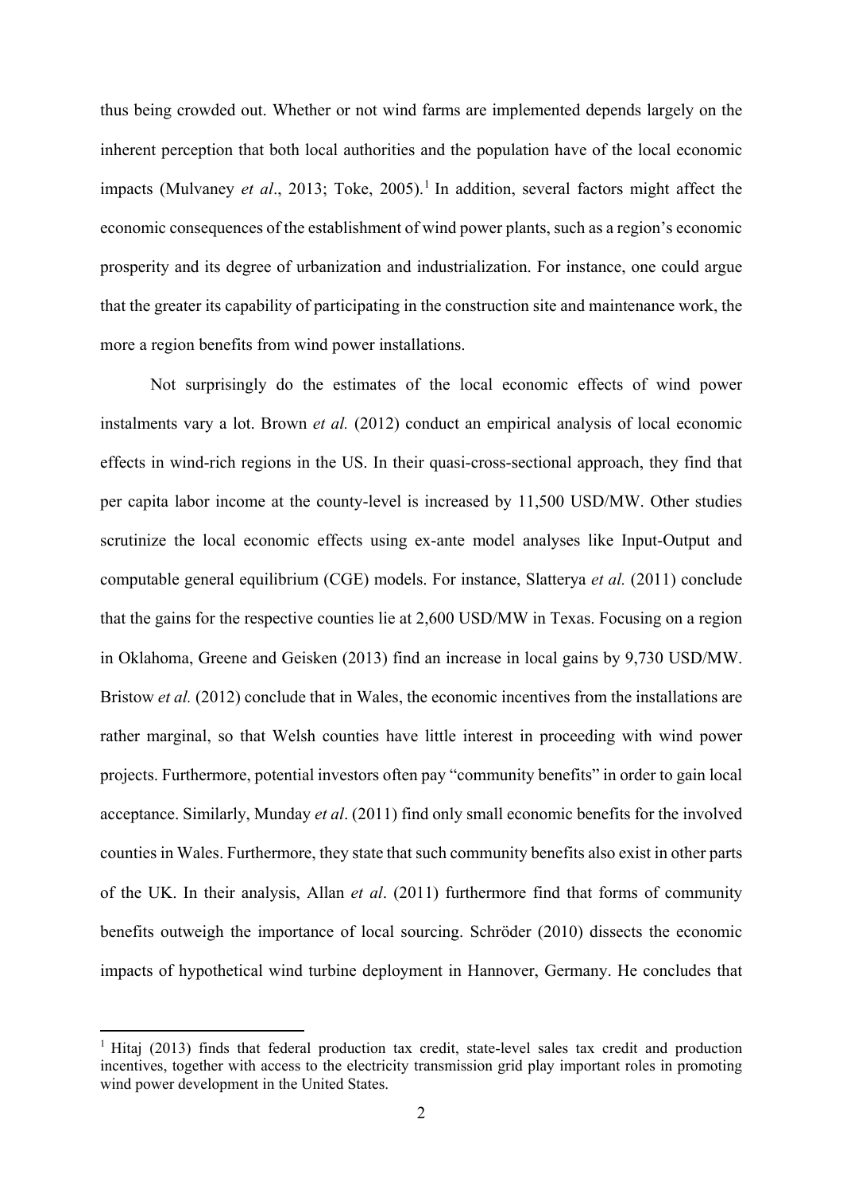thus being crowded out. Whether or not wind farms are implemented depends largely on the inherent perception that both local authorities and the population have of the local economic impacts (Mulvaney *et al*., 2013; Toke, 2005).[1] In addition, several factors might affect the economic consequences of the establishment of wind power plants, such as a region's economic prosperity and its degree of urbanization and industrialization. For instance, one could argue that the greater its capability of participating in the construction site and maintenance work, the more a region benefits from wind power installations.

Not surprisingly do the estimates of the local economic effects of wind power instalments vary a lot. Brown *et al.* (2012) conduct an empirical analysis of local economic effects in wind-rich regions in the US. In their quasi-cross-sectional approach, they find that per capita labor income at the county-level is increased by 11,500 USD/MW. Other studies scrutinize the local economic effects using ex-ante model analyses like Input-Output and computable general equilibrium (CGE) models. For instance, Slatterya *et al.* (2011) conclude that the gains for the respective counties lie at 2,600 USD/MW in Texas. Focusing on a region in Oklahoma, Greene and Geisken (2013) find an increase in local gains by 9,730 USD/MW. Bristow *et al.* (2012) conclude that in Wales, the economic incentives from the installations are rather marginal, so that Welsh counties have little interest in proceeding with wind power projects. Furthermore, potential investors often pay "community benefits" in order to gain local acceptance. Similarly, Munday *et al*. (2011) find only small economic benefits for the involved counties in Wales. Furthermore, they state that such community benefits also exist in other parts of the UK. In their analysis, Allan *et al*. (2011) furthermore find that forms of community benefits outweigh the importance of local sourcing. Schröder (2010) dissects the economic impacts of hypothetical wind turbine deployment in Hannover, Germany. He concludes that

[1] Hitaj (2013) finds that federal production tax credit, state-level sales tax credit and production incentives, together with access to the electricity transmission grid play important roles in promoting wind power development in the United States.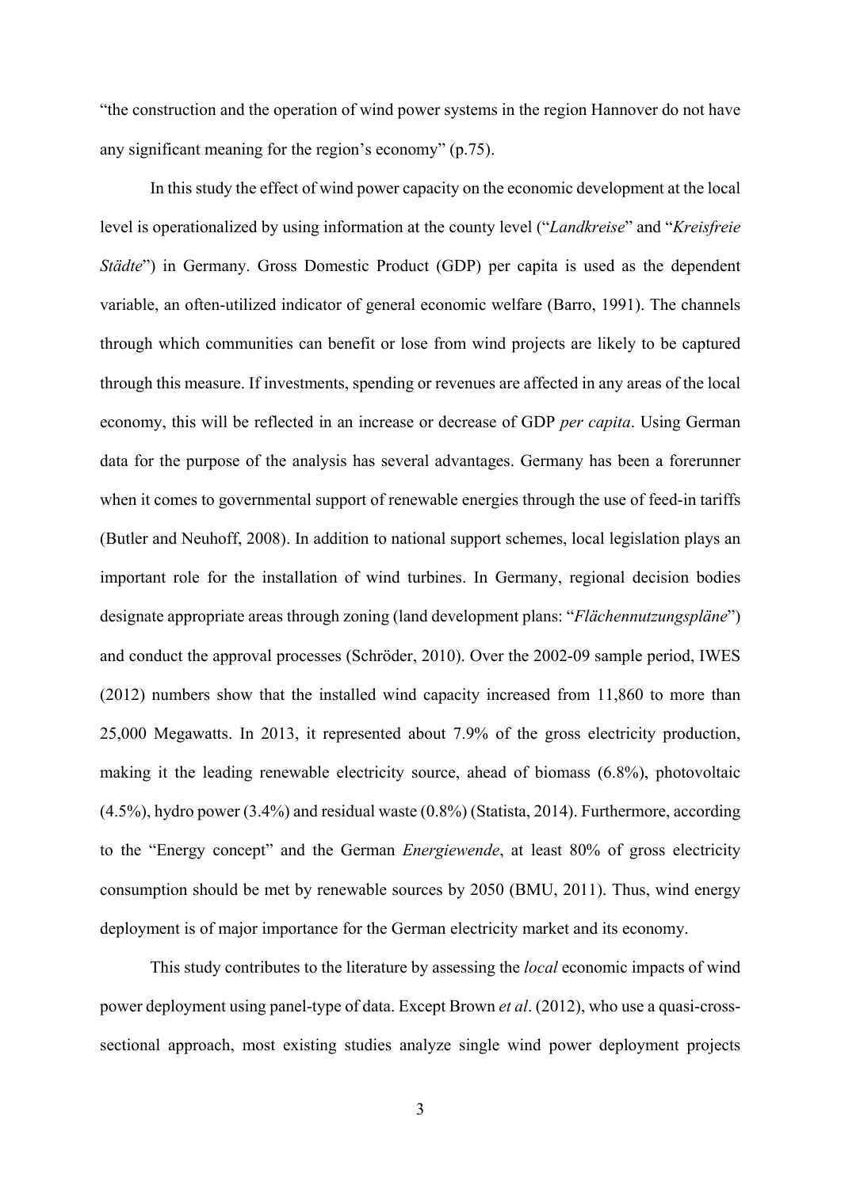"the construction and the operation of wind power systems in the region Hannover do not have any significant meaning for the region's economy" (p.75).

In this study the effect of wind power capacity on the economic development at the local level is operationalized by using information at the county level ("*Landkreise*" and "*Kreisfreie Städte*") in Germany. Gross Domestic Product (GDP) per capita is used as the dependent variable, an often-utilized indicator of general economic welfare (Barro, 1991). The channels through which communities can benefit or lose from wind projects are likely to be captured through this measure. If investments, spending or revenues are affected in any areas of the local economy, this will be reflected in an increase or decrease of GDP *per capita*. Using German data for the purpose of the analysis has several advantages. Germany has been a forerunner when it comes to governmental support of renewable energies through the use of feed-in tariffs (Butler and Neuhoff, 2008). In addition to national support schemes, local legislation plays an important role for the installation of wind turbines. In Germany, regional decision bodies designate appropriate areas through zoning (land development plans: "*Flächennutzungspläne*") and conduct the approval processes (Schröder, 2010). Over the 2002-09 sample period, IWES (2012) numbers show that the installed wind capacity increased from 11,860 to more than 25,000 Megawatts. In 2013, it represented about 7.9% of the gross electricity production, making it the leading renewable electricity source, ahead of biomass (6.8%), photovoltaic (4.5%), hydro power (3.4%) and residual waste (0.8%) (Statista, 2014). Furthermore, according to the "Energy concept" and the German *Energiewende*, at least 80% of gross electricity consumption should be met by renewable sources by 2050 (BMU, 2011). Thus, wind energy deployment is of major importance for the German electricity market and its economy.

This study contributes to the literature by assessing the *local* economic impacts of wind power deployment using panel-type of data. Except Brown *et al*. (2012), who use a quasi-cross-sectional approach, most existing studies analyze single wind power deployment projects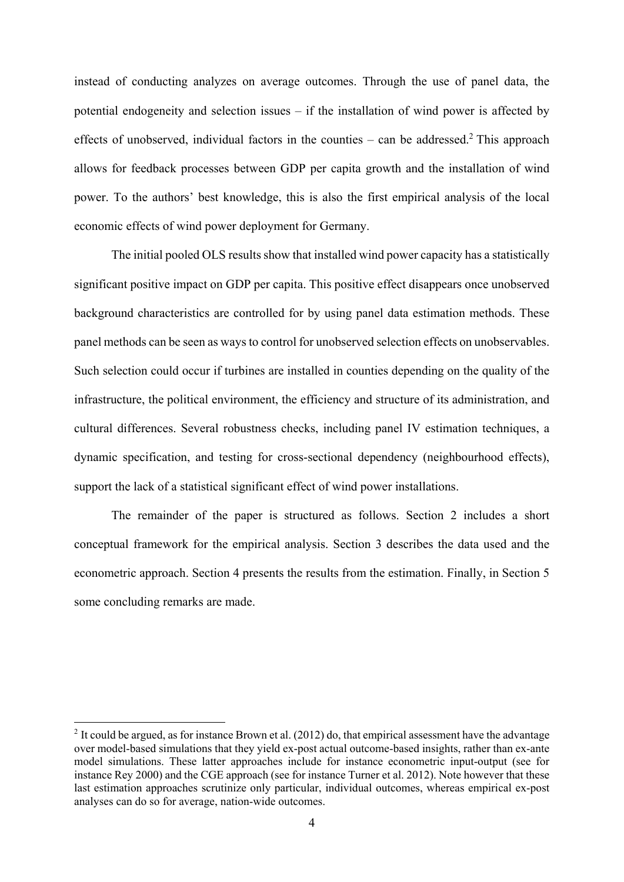instead of conducting analyzes on average outcomes. Through the use of panel data, the potential endogeneity and selection issues – if the installation of wind power is affected by effects of unobserved, individual factors in the counties – can be addressed.[2] This approach allows for feedback processes between GDP per capita growth and the installation of wind power. To the authors' best knowledge, this is also the first empirical analysis of the local economic effects of wind power deployment for Germany.

The initial pooled OLS results show that installed wind power capacity has a statistically significant positive impact on GDP per capita. This positive effect disappears once unobserved background characteristics are controlled for by using panel data estimation methods. These panel methods can be seen as ways to control for unobserved selection effects on unobservables. Such selection could occur if turbines are installed in counties depending on the quality of the infrastructure, the political environment, the efficiency and structure of its administration, and cultural differences. Several robustness checks, including panel IV estimation techniques, a dynamic specification, and testing for cross-sectional dependency (neighbourhood effects), support the lack of a statistical significant effect of wind power installations.

The remainder of the paper is structured as follows. Section 2 includes a short conceptual framework for the empirical analysis. Section 3 describes the data used and the econometric approach. Section 4 presents the results from the estimation. Finally, in Section 5 some concluding remarks are made.

---

[2] It could be argued, as for instance Brown et al. (2012) do, that empirical assessment have the advantage over model-based simulations that they yield ex-post actual outcome-based insights, rather than ex-ante model simulations. These latter approaches include for instance econometric input-output (see for instance Rey 2000) and the CGE approach (see for instance Turner et al. 2012). Note however that these last estimation approaches scrutinize only particular, individual outcomes, whereas empirical ex-post analyses can do so for average, nation-wide outcomes.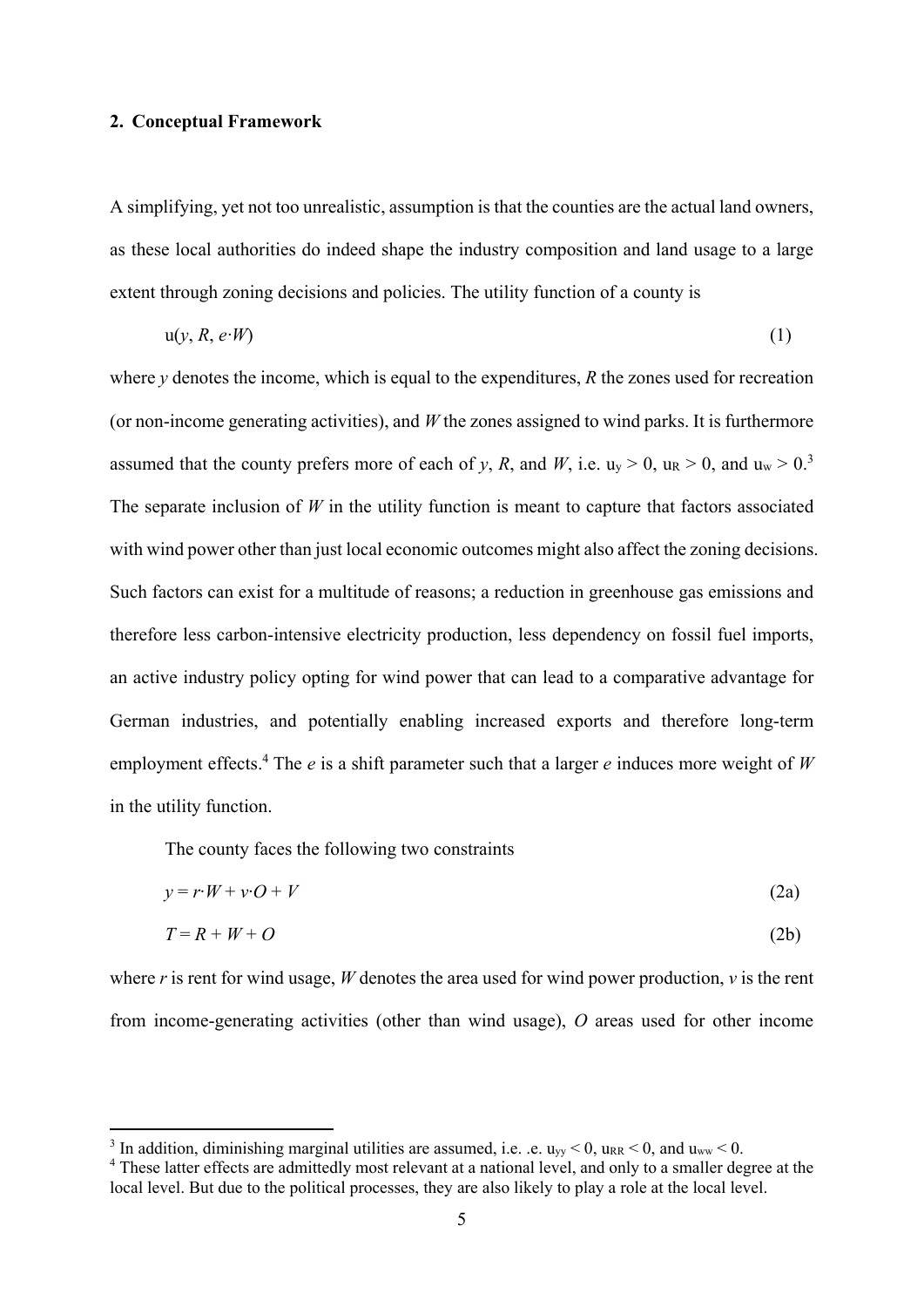## 2. Conceptual Framework

A simplifying, yet not too unrealistic, assumption is that the counties are the actual land owners, as these local authorities do indeed shape the industry composition and land usage to a large extent through zoning decisions and policies. The utility function of a county is

$$\text{u}(y, R, e \cdot W) \tag{1}$$

where $y$ denotes the income, which is equal to the expenditures, $R$ the zones used for recreation (or non-income generating activities), and $W$ the zones assigned to wind parks. It is furthermore assumed that the county prefers more of each of $y$, $R$, and $W$, i.e. $u_y > 0$, $u_R > 0$, and $u_w > 0$.[3] The separate inclusion of $W$ in the utility function is meant to capture that factors associated with wind power other than just local economic outcomes might also affect the zoning decisions. Such factors can exist for a multitude of reasons; a reduction in greenhouse gas emissions and therefore less carbon-intensive electricity production, less dependency on fossil fuel imports, an active industry policy opting for wind power that can lead to a comparative advantage for German industries, and potentially enabling increased exports and therefore long-term employment effects.[4] The $e$ is a shift parameter such that a larger $e$ induces more weight of $W$ in the utility function.

The county faces the following two constraints

$$y = r \cdot W + v \cdot O + V \tag{2a}$$

$$T = R + W + O \tag{2b}$$

where $r$ is rent for wind usage, $W$ denotes the area used for wind power production, $v$ is the rent from income-generating activities (other than wind usage), $O$ areas used for other income

---

[3] In addition, diminishing marginal utilities are assumed, i.e. .e. $u_{yy} < 0$, $u_{RR} < 0$, and $u_{ww} < 0$.

[4] These latter effects are admittedly most relevant at a national level, and only to a smaller degree at the local level. But due to the political processes, they are also likely to play a role at the local level.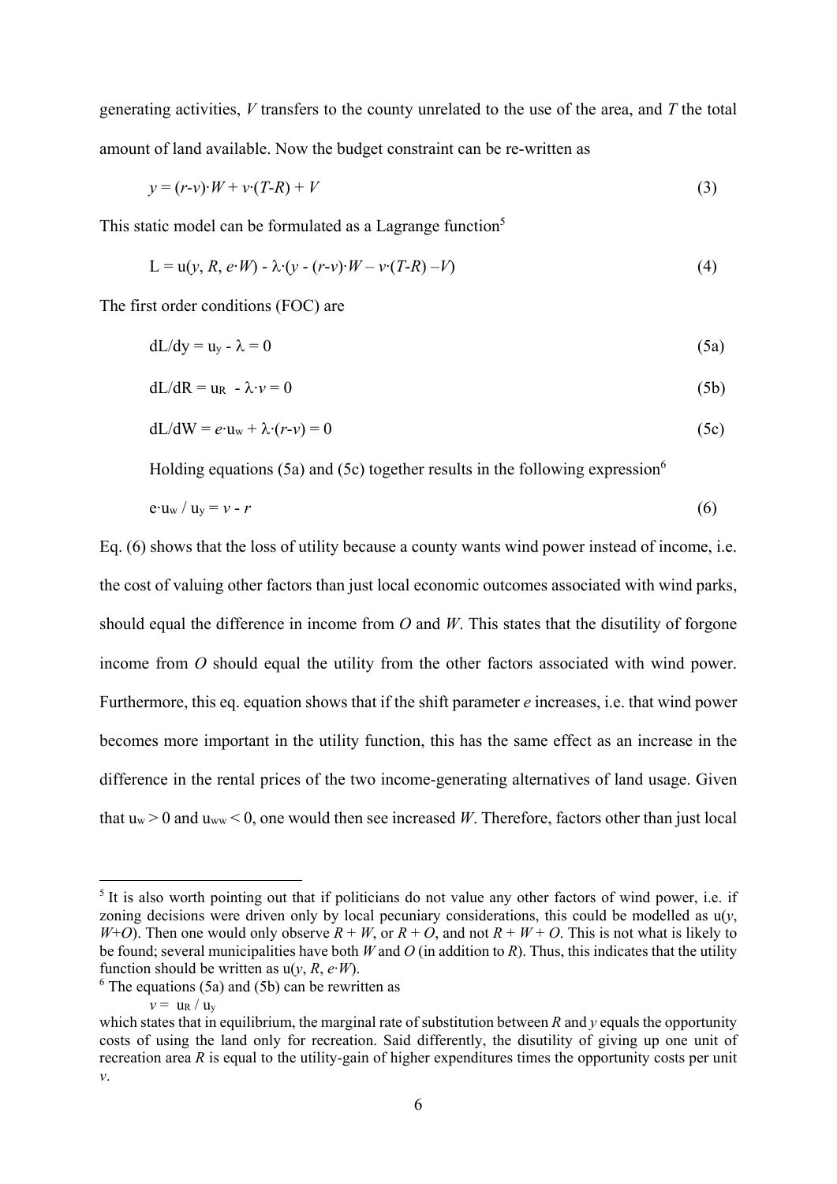generating activities, $V$ transfers to the county unrelated to the use of the area, and $T$ the total amount of land available. Now the budget constraint can be re-written as

$$y = (r\text{-}v)\cdot W + v\cdot(T\text{-}R) + V \tag{3}$$

This static model can be formulated as a Lagrange function[5]

$$\text{L} = \text{u}(y, R, e\cdot W) - \lambda\cdot(y - (r\text{-}v)\cdot W - v\cdot(T\text{-}R) - V) \tag{4}$$

The first order conditions (FOC) are

$$\text{dL/dy} = \text{u}_\text{y} - \lambda = 0 \tag{5a}$$

$$\text{dL/dR} = \text{u}_\text{R} - \lambda\cdot v = 0 \tag{5b}$$

$$\text{dL/dW} = e\cdot\text{u}_\text{w} + \lambda\cdot(r\text{-}v) = 0 \tag{5c}$$

Holding equations (5a) and (5c) together results in the following expression[6]

$$\text{e}\cdot\text{u}_\text{w} / \text{u}_\text{y} = v - r \tag{6}$$

Eq. (6) shows that the loss of utility because a county wants wind power instead of income, i.e. the cost of valuing other factors than just local economic outcomes associated with wind parks, should equal the difference in income from $O$ and $W$. This states that the disutility of forgone income from $O$ should equal the utility from the other factors associated with wind power. Furthermore, this eq. equation shows that if the shift parameter $e$ increases, i.e. that wind power becomes more important in the utility function, this has the same effect as an increase in the difference in the rental prices of the two income-generating alternatives of land usage. Given that $\text{u}_\text{w} > 0$ and $\text{u}_\text{ww} < 0$, one would then see increased $W$. Therefore, factors other than just local

---

[5] It is also worth pointing out that if politicians do not value any other factors of wind power, i.e. if zoning decisions were driven only by local pecuniary considerations, this could be modelled as u($y$, $W$+$O$). Then one would only observe $R + W$, or $R + O$, and not $R + W + O$. This is not what is likely to be found; several municipalities have both $W$ and $O$ (in addition to $R$). Thus, this indicates that the utility function should be written as u($y$, $R$, $e\cdot W$).

[6] The equations (5a) and (5b) can be rewritten as

$$v = \text{u}_\text{R} / \text{u}_\text{y}$$

which states that in equilibrium, the marginal rate of substitution between $R$ and $y$ equals the opportunity costs of using the land only for recreation. Said differently, the disutility of giving up one unit of recreation area $R$ is equal to the utility-gain of higher expenditures times the opportunity costs per unit $v$.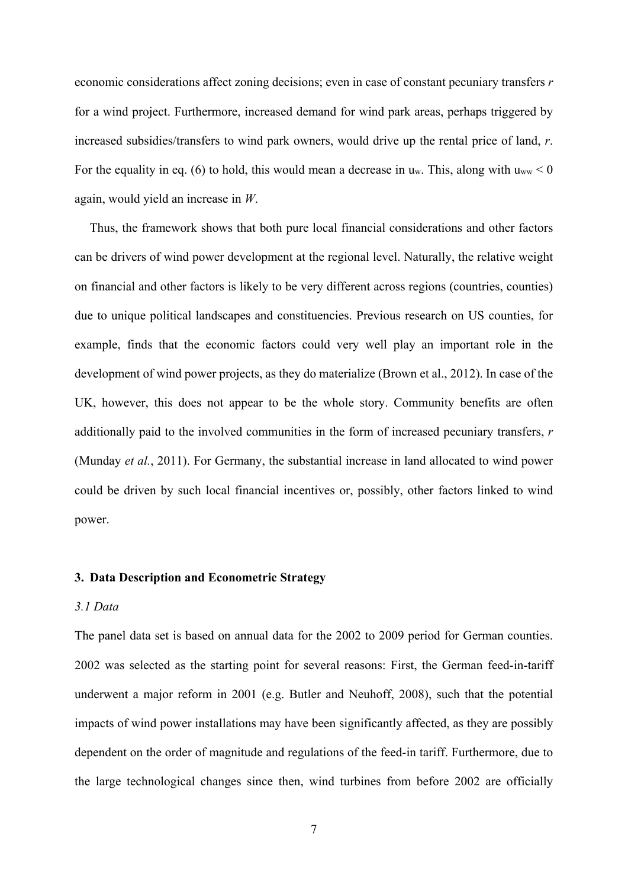economic considerations affect zoning decisions; even in case of constant pecuniary transfers *r* for a wind project. Furthermore, increased demand for wind park areas, perhaps triggered by increased subsidies/transfers to wind park owners, would drive up the rental price of land, *r*. For the equality in eq. (6) to hold, this would mean a decrease in $u_w$. This, along with $u_{ww} < 0$ again, would yield an increase in *W*.

Thus, the framework shows that both pure local financial considerations and other factors can be drivers of wind power development at the regional level. Naturally, the relative weight on financial and other factors is likely to be very different across regions (countries, counties) due to unique political landscapes and constituencies. Previous research on US counties, for example, finds that the economic factors could very well play an important role in the development of wind power projects, as they do materialize (Brown et al., 2012). In case of the UK, however, this does not appear to be the whole story. Community benefits are often additionally paid to the involved communities in the form of increased pecuniary transfers, *r* (Munday *et al.*, 2011). For Germany, the substantial increase in land allocated to wind power could be driven by such local financial incentives or, possibly, other factors linked to wind power.

## 3. Data Description and Econometric Strategy

### *3.1 Data*

The panel data set is based on annual data for the 2002 to 2009 period for German counties. 2002 was selected as the starting point for several reasons: First, the German feed-in-tariff underwent a major reform in 2001 (e.g. Butler and Neuhoff, 2008), such that the potential impacts of wind power installations may have been significantly affected, as they are possibly dependent on the order of magnitude and regulations of the feed-in tariff. Furthermore, due to the large technological changes since then, wind turbines from before 2002 are officially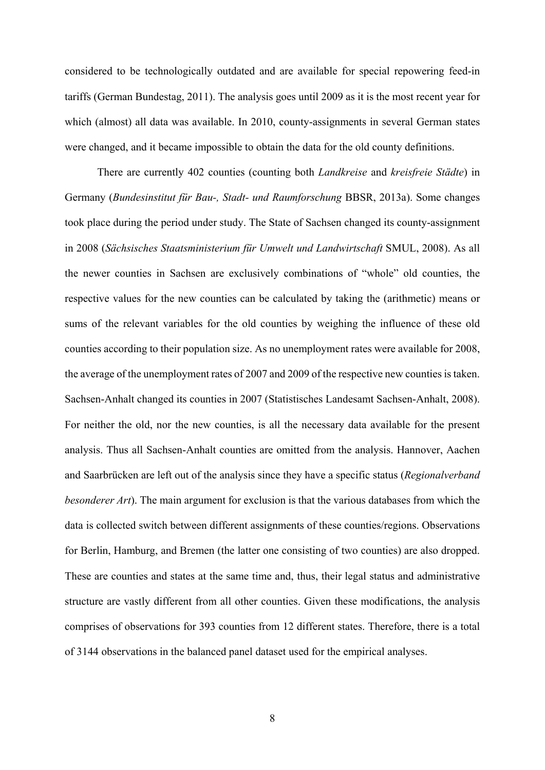considered to be technologically outdated and are available for special repowering feed-in tariffs (German Bundestag, 2011). The analysis goes until 2009 as it is the most recent year for which (almost) all data was available. In 2010, county-assignments in several German states were changed, and it became impossible to obtain the data for the old county definitions.

There are currently 402 counties (counting both *Landkreise* and *kreisfreie Städte*) in Germany (*Bundesinstitut für Bau-, Stadt- und Raumforschung* BBSR, 2013a). Some changes took place during the period under study. The State of Sachsen changed its county-assignment in 2008 (*Sächsisches Staatsministerium für Umwelt und Landwirtschaft* SMUL, 2008). As all the newer counties in Sachsen are exclusively combinations of "whole" old counties, the respective values for the new counties can be calculated by taking the (arithmetic) means or sums of the relevant variables for the old counties by weighing the influence of these old counties according to their population size. As no unemployment rates were available for 2008, the average of the unemployment rates of 2007 and 2009 of the respective new counties is taken. Sachsen-Anhalt changed its counties in 2007 (Statistisches Landesamt Sachsen-Anhalt, 2008). For neither the old, nor the new counties, is all the necessary data available for the present analysis. Thus all Sachsen-Anhalt counties are omitted from the analysis. Hannover, Aachen and Saarbrücken are left out of the analysis since they have a specific status (*Regionalverband besonderer Art*). The main argument for exclusion is that the various databases from which the data is collected switch between different assignments of these counties/regions. Observations for Berlin, Hamburg, and Bremen (the latter one consisting of two counties) are also dropped. These are counties and states at the same time and, thus, their legal status and administrative structure are vastly different from all other counties. Given these modifications, the analysis comprises of observations for 393 counties from 12 different states. Therefore, there is a total of 3144 observations in the balanced panel dataset used for the empirical analyses.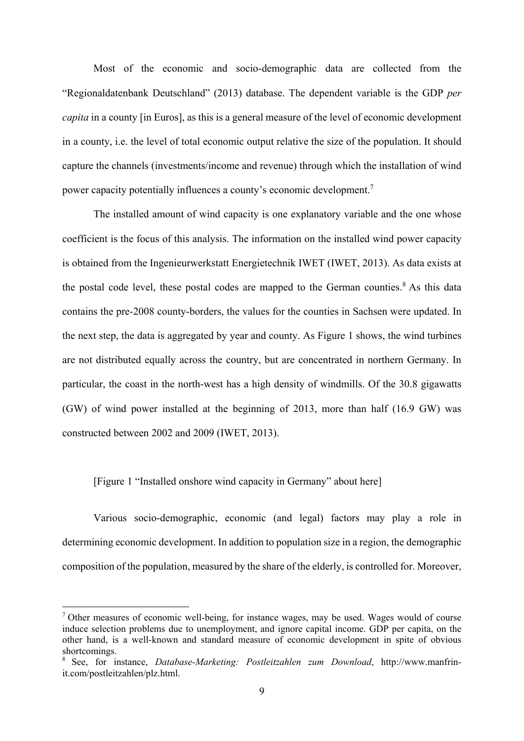Most of the economic and socio-demographic data are collected from the "Regionaldatenbank Deutschland" (2013) database. The dependent variable is the GDP *per capita* in a county [in Euros], as this is a general measure of the level of economic development in a county, i.e. the level of total economic output relative the size of the population. It should capture the channels (investments/income and revenue) through which the installation of wind power capacity potentially influences a county's economic development.[7]

The installed amount of wind capacity is one explanatory variable and the one whose coefficient is the focus of this analysis. The information on the installed wind power capacity is obtained from the Ingenieurwerkstatt Energietechnik IWET (IWET, 2013). As data exists at the postal code level, these postal codes are mapped to the German counties.[8] As this data contains the pre-2008 county-borders, the values for the counties in Sachsen were updated. In the next step, the data is aggregated by year and county. As Figure 1 shows, the wind turbines are not distributed equally across the country, but are concentrated in northern Germany. In particular, the coast in the north-west has a high density of windmills. Of the 30.8 gigawatts (GW) of wind power installed at the beginning of 2013, more than half (16.9 GW) was constructed between 2002 and 2009 (IWET, 2013).

[Figure 1 "Installed onshore wind capacity in Germany" about here]

Various socio-demographic, economic (and legal) factors may play a role in determining economic development. In addition to population size in a region, the demographic composition of the population, measured by the share of the elderly, is controlled for. Moreover,

---

[7] Other measures of economic well-being, for instance wages, may be used. Wages would of course induce selection problems due to unemployment, and ignore capital income. GDP per capita, on the other hand, is a well-known and standard measure of economic development in spite of obvious shortcomings.

[8] See, for instance, *Database-Marketing: Postleitzahlen zum Download*, http://www.manfrin-it.com/postleitzahlen/plz.html.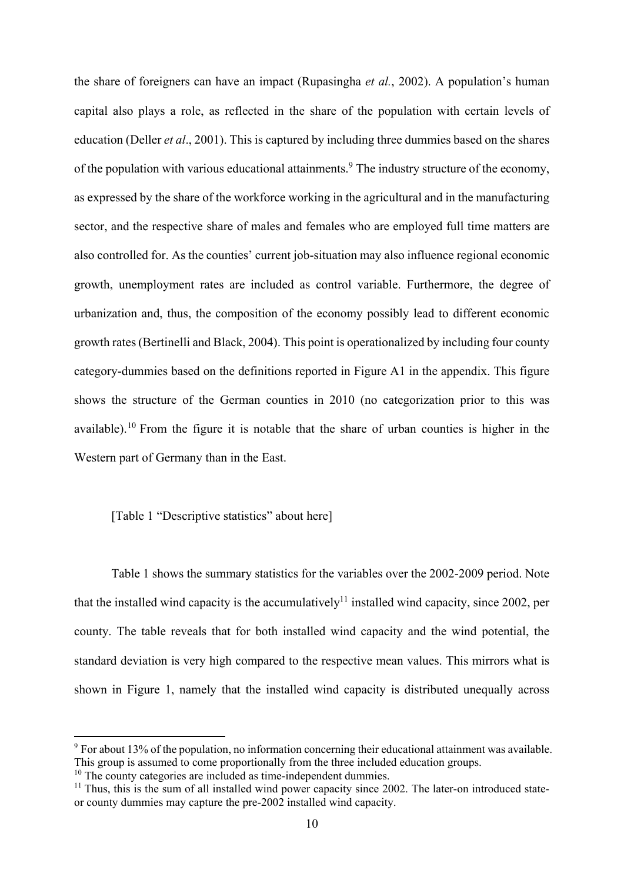the share of foreigners can have an impact (Rupasingha *et al.*, 2002). A population's human capital also plays a role, as reflected in the share of the population with certain levels of education (Deller *et al*., 2001). This is captured by including three dummies based on the shares of the population with various educational attainments.[9] The industry structure of the economy, as expressed by the share of the workforce working in the agricultural and in the manufacturing sector, and the respective share of males and females who are employed full time matters are also controlled for. As the counties' current job-situation may also influence regional economic growth, unemployment rates are included as control variable. Furthermore, the degree of urbanization and, thus, the composition of the economy possibly lead to different economic growth rates (Bertinelli and Black, 2004). This point is operationalized by including four county category-dummies based on the definitions reported in Figure A1 in the appendix. This figure shows the structure of the German counties in 2010 (no categorization prior to this was available).[10] From the figure it is notable that the share of urban counties is higher in the Western part of Germany than in the East.

[Table 1 "Descriptive statistics" about here]

Table 1 shows the summary statistics for the variables over the 2002-2009 period. Note that the installed wind capacity is the accumulatively[11] installed wind capacity, since 2002, per county. The table reveals that for both installed wind capacity and the wind potential, the standard deviation is very high compared to the respective mean values. This mirrors what is shown in Figure 1, namely that the installed wind capacity is distributed unequally across

---

[9] For about 13% of the population, no information concerning their educational attainment was available. This group is assumed to come proportionally from the three included education groups.

[10] The county categories are included as time-independent dummies.

[11] Thus, this is the sum of all installed wind power capacity since 2002. The later-on introduced state- or county dummies may capture the pre-2002 installed wind capacity.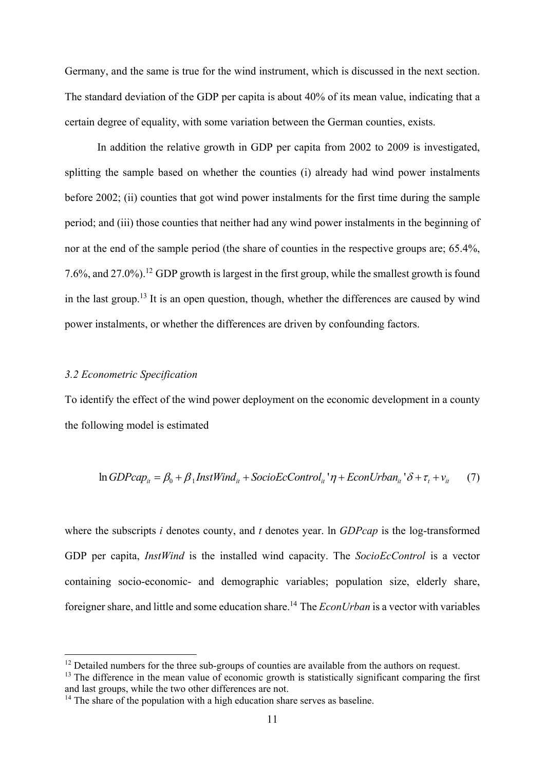Germany, and the same is true for the wind instrument, which is discussed in the next section. The standard deviation of the GDP per capita is about 40% of its mean value, indicating that a certain degree of equality, with some variation between the German counties, exists.

In addition the relative growth in GDP per capita from 2002 to 2009 is investigated, splitting the sample based on whether the counties (i) already had wind power instalments before 2002; (ii) counties that got wind power instalments for the first time during the sample period; and (iii) those counties that neither had any wind power instalments in the beginning of nor at the end of the sample period (the share of counties in the respective groups are; 65.4%, 7.6%, and 27.0%).[12] GDP growth is largest in the first group, while the smallest growth is found in the last group.[13] It is an open question, though, whether the differences are caused by wind power instalments, or whether the differences are driven by confounding factors.

### *3.2 Econometric Specification*

To identify the effect of the wind power deployment on the economic development in a county the following model is estimated

$$\ln GDPcap_{it} = \beta_0 + \beta_1 InstWind_{it} + SocioEcControl_{it}'\eta + EconUrban_{it}'\delta + \tau_t + v_{it} \qquad (7)$$

where the subscripts *i* denotes county, and *t* denotes year. ln *GDPcap* is the log-transformed GDP per capita, *InstWind* is the installed wind capacity. The *SocioEcControl* is a vector containing socio-economic- and demographic variables; population size, elderly share, foreigner share, and little and some education share.[14] The *EconUrban* is a vector with variables

[12] Detailed numbers for the three sub-groups of counties are available from the authors on request.

[13] The difference in the mean value of economic growth is statistically significant comparing the first and last groups, while the two other differences are not.

[14] The share of the population with a high education share serves as baseline.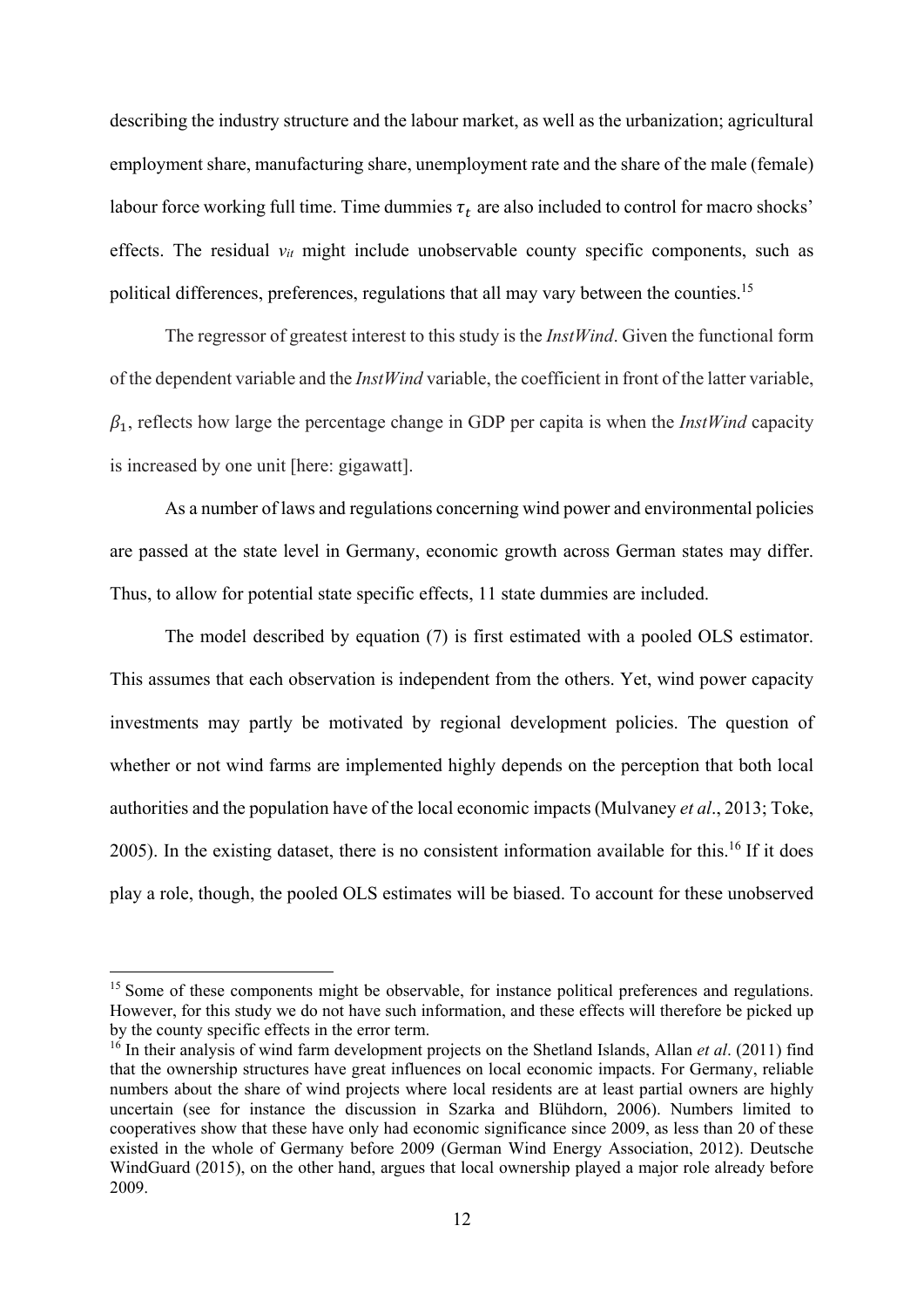describing the industry structure and the labour market, as well as the urbanization; agricultural employment share, manufacturing share, unemployment rate and the share of the male (female) labour force working full time. Time dummies $\tau_t$ are also included to control for macro shocks' effects. The residual $v_{it}$ might include unobservable county specific components, such as political differences, preferences, regulations that all may vary between the counties.[15]

The regressor of greatest interest to this study is the *InstWind*. Given the functional form of the dependent variable and the *InstWind* variable, the coefficient in front of the latter variable, $\beta_1$, reflects how large the percentage change in GDP per capita is when the *InstWind* capacity is increased by one unit [here: gigawatt].

As a number of laws and regulations concerning wind power and environmental policies are passed at the state level in Germany, economic growth across German states may differ. Thus, to allow for potential state specific effects, 11 state dummies are included.

The model described by equation (7) is first estimated with a pooled OLS estimator. This assumes that each observation is independent from the others. Yet, wind power capacity investments may partly be motivated by regional development policies. The question of whether or not wind farms are implemented highly depends on the perception that both local authorities and the population have of the local economic impacts (Mulvaney *et al*., 2013; Toke, 2005). In the existing dataset, there is no consistent information available for this.[16] If it does play a role, though, the pooled OLS estimates will be biased. To account for these unobserved

---

[15] Some of these components might be observable, for instance political preferences and regulations. However, for this study we do not have such information, and these effects will therefore be picked up by the county specific effects in the error term.

[16] In their analysis of wind farm development projects on the Shetland Islands, Allan *et al*. (2011) find that the ownership structures have great influences on local economic impacts. For Germany, reliable numbers about the share of wind projects where local residents are at least partial owners are highly uncertain (see for instance the discussion in Szarka and Blühdorn, 2006). Numbers limited to cooperatives show that these have only had economic significance since 2009, as less than 20 of these existed in the whole of Germany before 2009 (German Wind Energy Association, 2012). Deutsche WindGuard (2015), on the other hand, argues that local ownership played a major role already before 2009.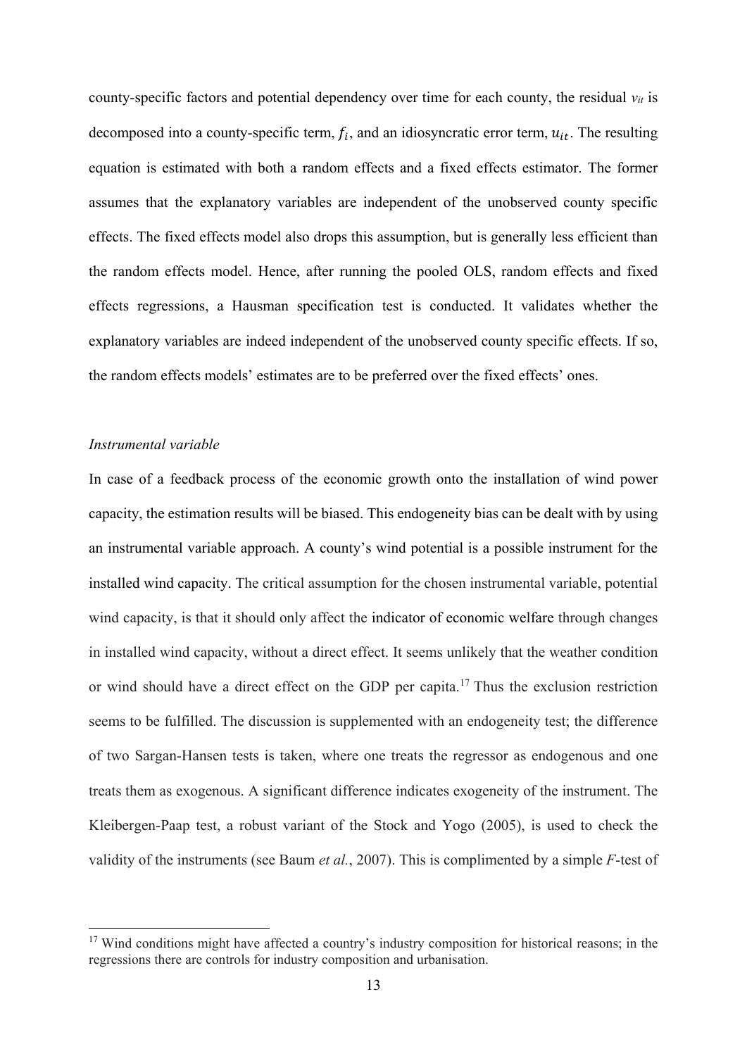county-specific factors and potential dependency over time for each county, the residual $v_{it}$ is decomposed into a county-specific term, $f_i$, and an idiosyncratic error term, $u_{it}$. The resulting equation is estimated with both a random effects and a fixed effects estimator. The former assumes that the explanatory variables are independent of the unobserved county specific effects. The fixed effects model also drops this assumption, but is generally less efficient than the random effects model. Hence, after running the pooled OLS, random effects and fixed effects regressions, a Hausman specification test is conducted. It validates whether the explanatory variables are indeed independent of the unobserved county specific effects. If so, the random effects models' estimates are to be preferred over the fixed effects' ones.

*Instrumental variable*

In case of a feedback process of the economic growth onto the installation of wind power capacity, the estimation results will be biased. This endogeneity bias can be dealt with by using an instrumental variable approach. A county's wind potential is a possible instrument for the installed wind capacity. The critical assumption for the chosen instrumental variable, potential wind capacity, is that it should only affect the indicator of economic welfare through changes in installed wind capacity, without a direct effect. It seems unlikely that the weather condition or wind should have a direct effect on the GDP per capita.[17] Thus the exclusion restriction seems to be fulfilled. The discussion is supplemented with an endogeneity test; the difference of two Sargan-Hansen tests is taken, where one treats the regressor as endogenous and one treats them as exogenous. A significant difference indicates exogeneity of the instrument. The Kleibergen-Paap test, a robust variant of the Stock and Yogo (2005), is used to check the validity of the instruments (see Baum *et al.*, 2007). This is complimented by a simple *F*-test of

[17] Wind conditions might have affected a country's industry composition for historical reasons; in the regressions there are controls for industry composition and urbanisation.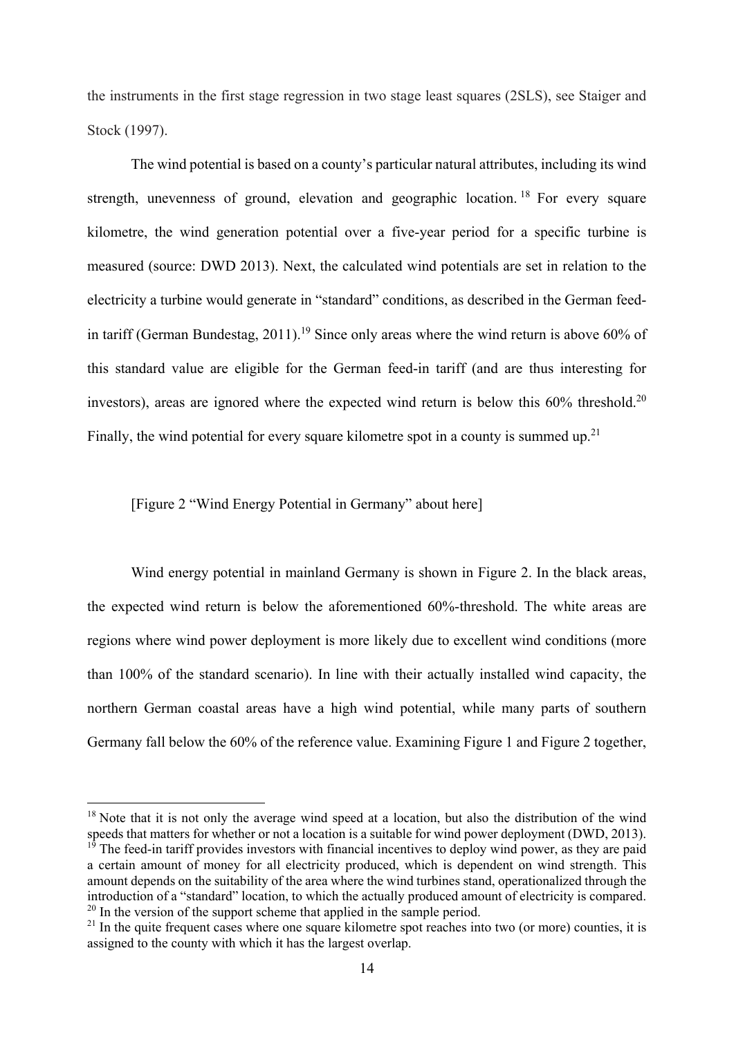the instruments in the first stage regression in two stage least squares (2SLS), see Staiger and Stock (1997).

The wind potential is based on a county's particular natural attributes, including its wind strength, unevenness of ground, elevation and geographic location.[18] For every square kilometre, the wind generation potential over a five-year period for a specific turbine is measured (source: DWD 2013). Next, the calculated wind potentials are set in relation to the electricity a turbine would generate in "standard" conditions, as described in the German feed-in tariff (German Bundestag, 2011).[19] Since only areas where the wind return is above 60% of this standard value are eligible for the German feed-in tariff (and are thus interesting for investors), areas are ignored where the expected wind return is below this 60% threshold.[20] Finally, the wind potential for every square kilometre spot in a county is summed up.[21]

[Figure 2 "Wind Energy Potential in Germany" about here]

Wind energy potential in mainland Germany is shown in Figure 2. In the black areas, the expected wind return is below the aforementioned 60%-threshold. The white areas are regions where wind power deployment is more likely due to excellent wind conditions (more than 100% of the standard scenario). In line with their actually installed wind capacity, the northern German coastal areas have a high wind potential, while many parts of southern Germany fall below the 60% of the reference value. Examining Figure 1 and Figure 2 together,

---

[18] Note that it is not only the average wind speed at a location, but also the distribution of the wind speeds that matters for whether or not a location is a suitable for wind power deployment (DWD, 2013).

[19] The feed-in tariff provides investors with financial incentives to deploy wind power, as they are paid a certain amount of money for all electricity produced, which is dependent on wind strength. This amount depends on the suitability of the area where the wind turbines stand, operationalized through the introduction of a "standard" location, to which the actually produced amount of electricity is compared.

[20] In the version of the support scheme that applied in the sample period.

[21] In the quite frequent cases where one square kilometre spot reaches into two (or more) counties, it is assigned to the county with which it has the largest overlap.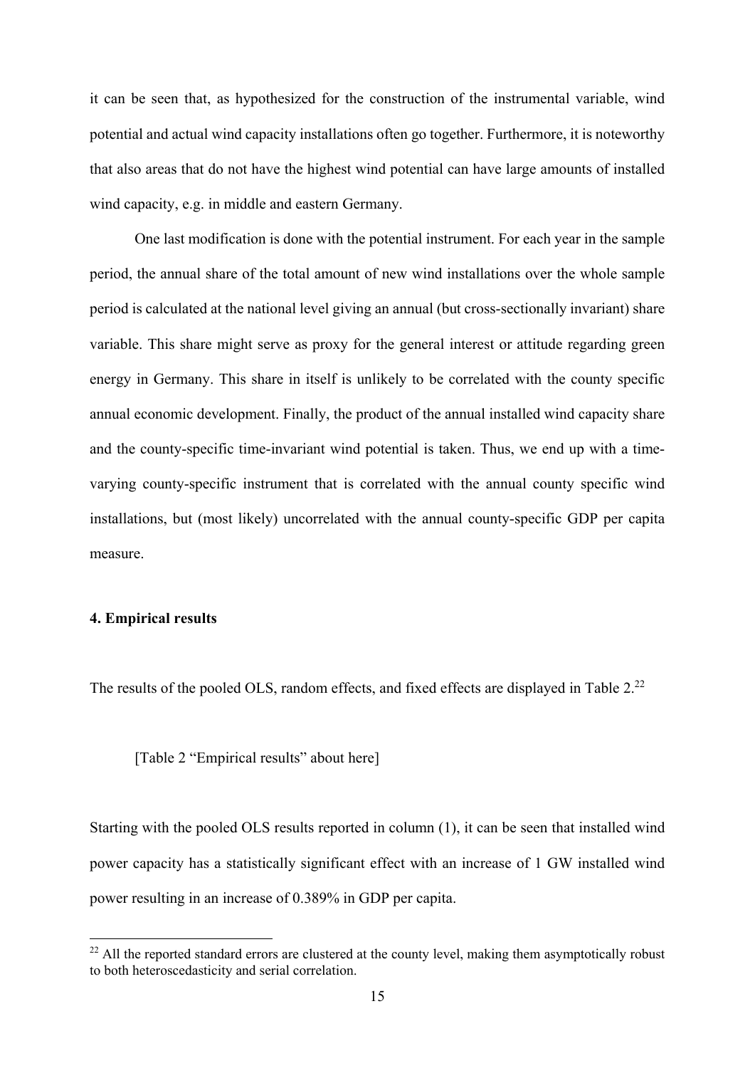it can be seen that, as hypothesized for the construction of the instrumental variable, wind potential and actual wind capacity installations often go together. Furthermore, it is noteworthy that also areas that do not have the highest wind potential can have large amounts of installed wind capacity, e.g. in middle and eastern Germany.

One last modification is done with the potential instrument. For each year in the sample period, the annual share of the total amount of new wind installations over the whole sample period is calculated at the national level giving an annual (but cross-sectionally invariant) share variable. This share might serve as proxy for the general interest or attitude regarding green energy in Germany. This share in itself is unlikely to be correlated with the county specific annual economic development. Finally, the product of the annual installed wind capacity share and the county-specific time-invariant wind potential is taken. Thus, we end up with a time-varying county-specific instrument that is correlated with the annual county specific wind installations, but (most likely) uncorrelated with the annual county-specific GDP per capita measure.

#### 4. Empirical results

The results of the pooled OLS, random effects, and fixed effects are displayed in Table 2.[22]

[Table 2 "Empirical results" about here]

Starting with the pooled OLS results reported in column (1), it can be seen that installed wind power capacity has a statistically significant effect with an increase of 1 GW installed wind power resulting in an increase of 0.389% in GDP per capita.

[22] All the reported standard errors are clustered at the county level, making them asymptotically robust to both heteroscedasticity and serial correlation.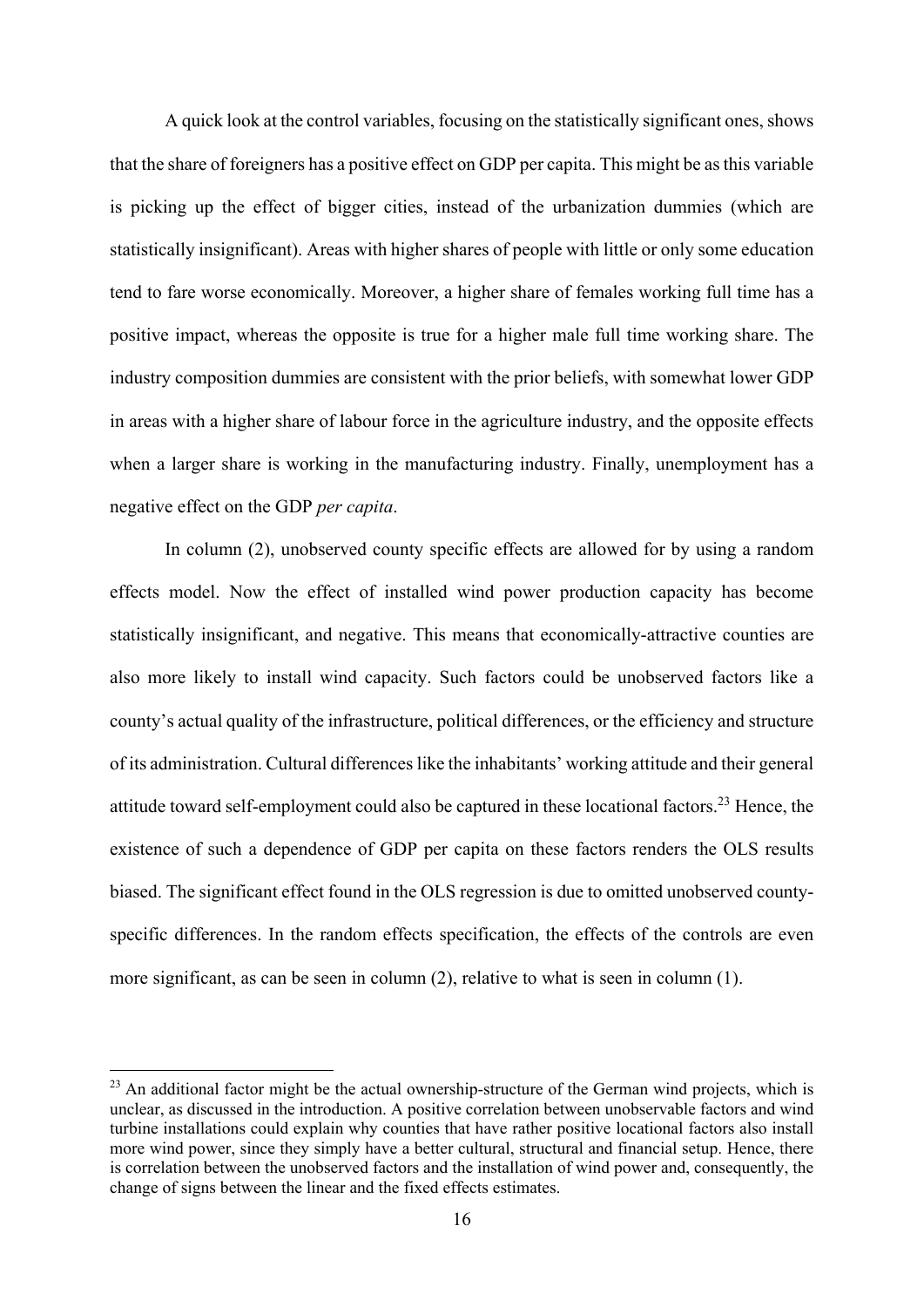A quick look at the control variables, focusing on the statistically significant ones, shows that the share of foreigners has a positive effect on GDP per capita. This might be as this variable is picking up the effect of bigger cities, instead of the urbanization dummies (which are statistically insignificant). Areas with higher shares of people with little or only some education tend to fare worse economically. Moreover, a higher share of females working full time has a positive impact, whereas the opposite is true for a higher male full time working share. The industry composition dummies are consistent with the prior beliefs, with somewhat lower GDP in areas with a higher share of labour force in the agriculture industry, and the opposite effects when a larger share is working in the manufacturing industry. Finally, unemployment has a negative effect on the GDP *per capita*.

In column (2), unobserved county specific effects are allowed for by using a random effects model. Now the effect of installed wind power production capacity has become statistically insignificant, and negative. This means that economically-attractive counties are also more likely to install wind capacity. Such factors could be unobserved factors like a county's actual quality of the infrastructure, political differences, or the efficiency and structure of its administration. Cultural differences like the inhabitants' working attitude and their general attitude toward self-employment could also be captured in these locational factors.[23] Hence, the existence of such a dependence of GDP per capita on these factors renders the OLS results biased. The significant effect found in the OLS regression is due to omitted unobserved county-specific differences. In the random effects specification, the effects of the controls are even more significant, as can be seen in column (2), relative to what is seen in column (1).

---

[23] An additional factor might be the actual ownership-structure of the German wind projects, which is unclear, as discussed in the introduction. A positive correlation between unobservable factors and wind turbine installations could explain why counties that have rather positive locational factors also install more wind power, since they simply have a better cultural, structural and financial setup. Hence, there is correlation between the unobserved factors and the installation of wind power and, consequently, the change of signs between the linear and the fixed effects estimates.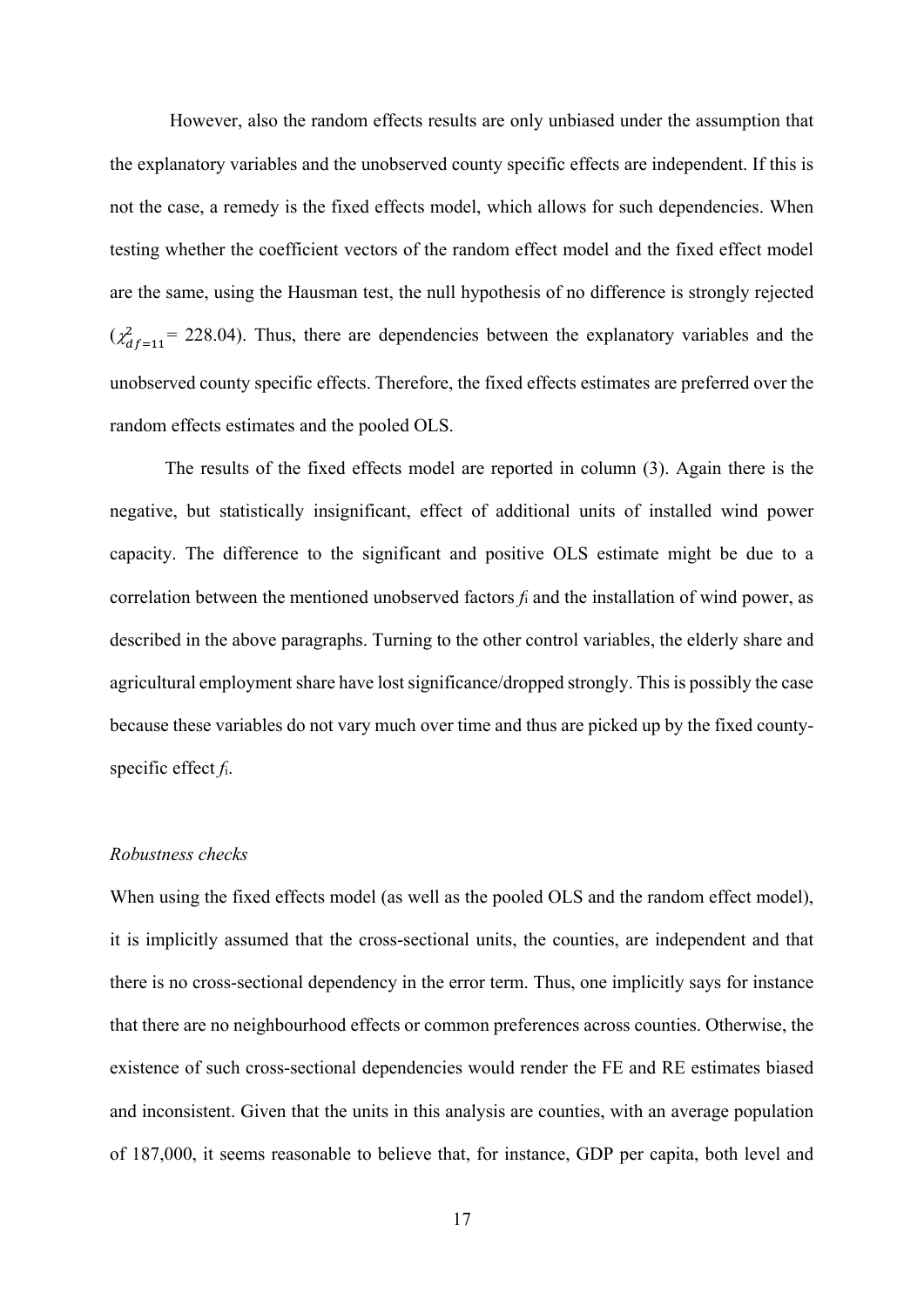However, also the random effects results are only unbiased under the assumption that the explanatory variables and the unobserved county specific effects are independent. If this is not the case, a remedy is the fixed effects model, which allows for such dependencies. When testing whether the coefficient vectors of the random effect model and the fixed effect model are the same, using the Hausman test, the null hypothesis of no difference is strongly rejected ($\chi^2_{df=11}$ = 228.04). Thus, there are dependencies between the explanatory variables and the unobserved county specific effects. Therefore, the fixed effects estimates are preferred over the random effects estimates and the pooled OLS.

The results of the fixed effects model are reported in column (3). Again there is the negative, but statistically insignificant, effect of additional units of installed wind power capacity. The difference to the significant and positive OLS estimate might be due to a correlation between the mentioned unobserved factors $f_i$ and the installation of wind power, as described in the above paragraphs. Turning to the other control variables, the elderly share and agricultural employment share have lost significance/dropped strongly. This is possibly the case because these variables do not vary much over time and thus are picked up by the fixed county-specific effect $f_i$.

*Robustness checks*

When using the fixed effects model (as well as the pooled OLS and the random effect model), it is implicitly assumed that the cross-sectional units, the counties, are independent and that there is no cross-sectional dependency in the error term. Thus, one implicitly says for instance that there are no neighbourhood effects or common preferences across counties. Otherwise, the existence of such cross-sectional dependencies would render the FE and RE estimates biased and inconsistent. Given that the units in this analysis are counties, with an average population of 187,000, it seems reasonable to believe that, for instance, GDP per capita, both level and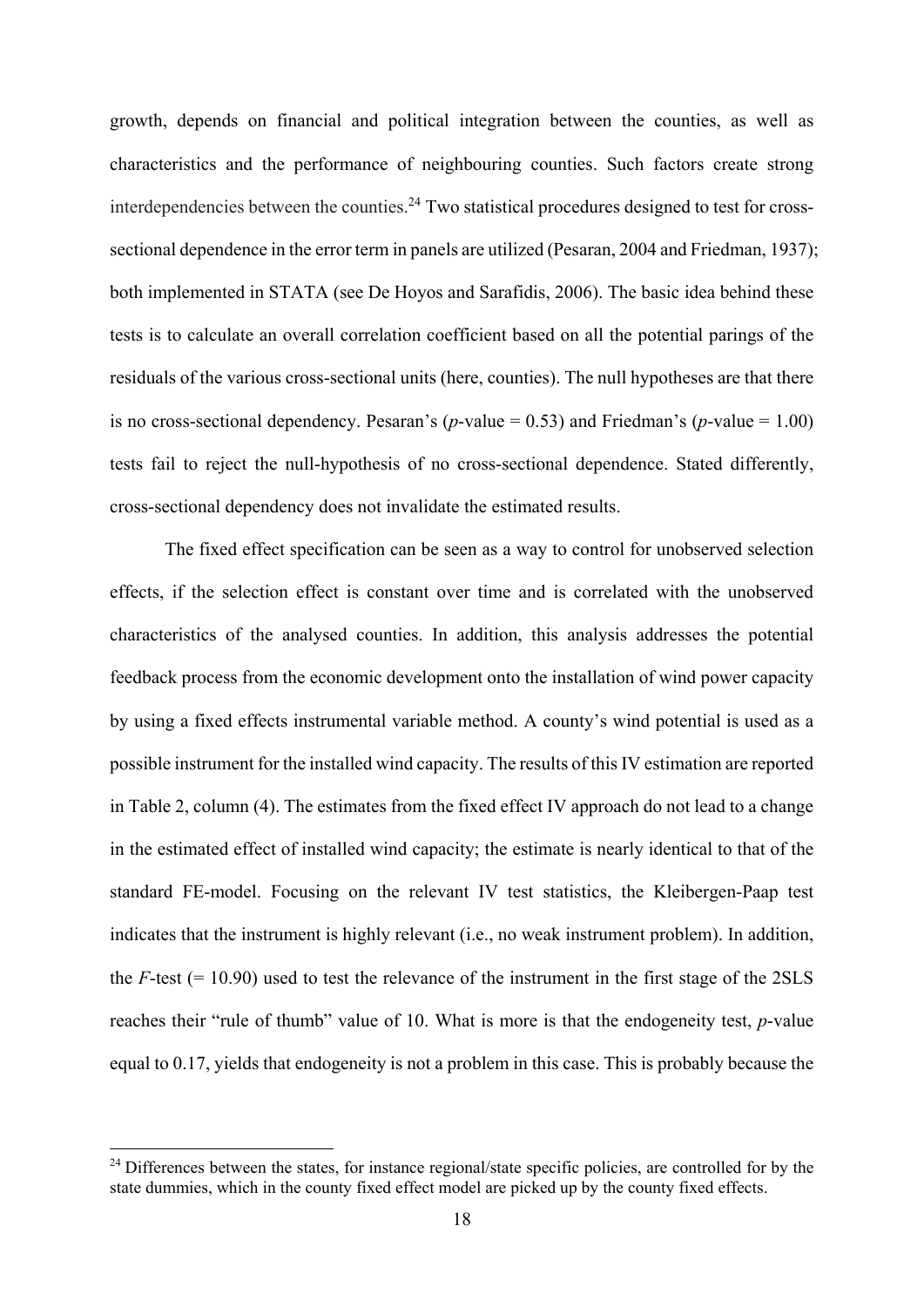growth, depends on financial and political integration between the counties, as well as characteristics and the performance of neighbouring counties. Such factors create strong interdependencies between the counties.[24] Two statistical procedures designed to test for cross-sectional dependence in the error term in panels are utilized (Pesaran, 2004 and Friedman, 1937); both implemented in STATA (see De Hoyos and Sarafidis, 2006). The basic idea behind these tests is to calculate an overall correlation coefficient based on all the potential parings of the residuals of the various cross-sectional units (here, counties). The null hypotheses are that there is no cross-sectional dependency. Pesaran's ($p$-value = 0.53) and Friedman's ($p$-value = 1.00) tests fail to reject the null-hypothesis of no cross-sectional dependence. Stated differently, cross-sectional dependency does not invalidate the estimated results.

The fixed effect specification can be seen as a way to control for unobserved selection effects, if the selection effect is constant over time and is correlated with the unobserved characteristics of the analysed counties. In addition, this analysis addresses the potential feedback process from the economic development onto the installation of wind power capacity by using a fixed effects instrumental variable method. A county's wind potential is used as a possible instrument for the installed wind capacity. The results of this IV estimation are reported in Table 2, column (4). The estimates from the fixed effect IV approach do not lead to a change in the estimated effect of installed wind capacity; the estimate is nearly identical to that of the standard FE-model. Focusing on the relevant IV test statistics, the Kleibergen-Paap test indicates that the instrument is highly relevant (i.e., no weak instrument problem). In addition, the $F$-test (= 10.90) used to test the relevance of the instrument in the first stage of the 2SLS reaches their "rule of thumb" value of 10. What is more is that the endogeneity test, $p$-value equal to 0.17, yields that endogeneity is not a problem in this case. This is probably because the

[24] Differences between the states, for instance regional/state specific policies, are controlled for by the state dummies, which in the county fixed effect model are picked up by the county fixed effects.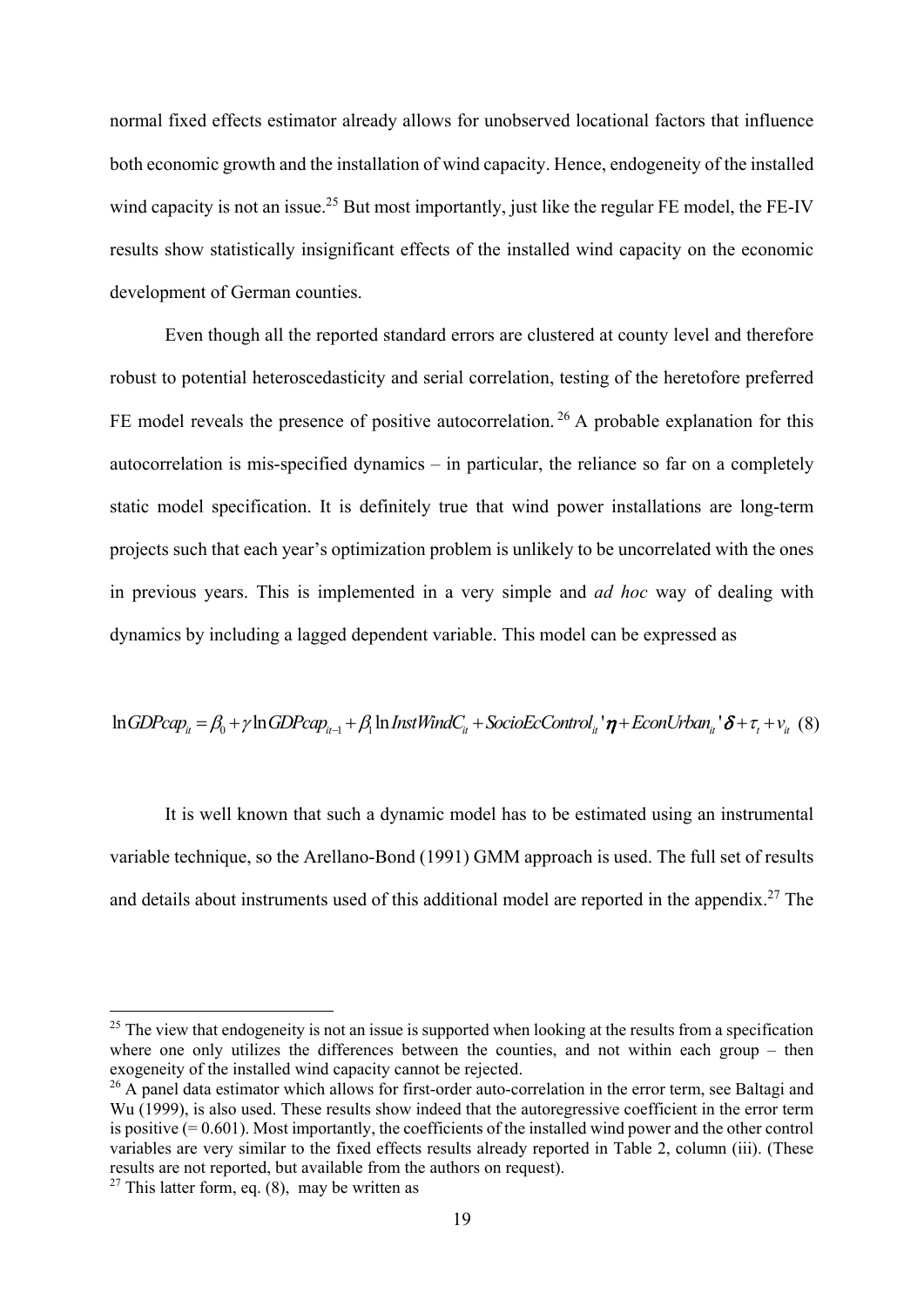normal fixed effects estimator already allows for unobserved locational factors that influence both economic growth and the installation of wind capacity. Hence, endogeneity of the installed wind capacity is not an issue.[25] But most importantly, just like the regular FE model, the FE-IV results show statistically insignificant effects of the installed wind capacity on the economic development of German counties.

Even though all the reported standard errors are clustered at county level and therefore robust to potential heteroscedasticity and serial correlation, testing of the heretofore preferred FE model reveals the presence of positive autocorrelation.[26] A probable explanation for this autocorrelation is mis-specified dynamics – in particular, the reliance so far on a completely static model specification. It is definitely true that wind power installations are long-term projects such that each year's optimization problem is unlikely to be uncorrelated with the ones in previous years. This is implemented in a very simple and *ad hoc* way of dealing with dynamics by including a lagged dependent variable. This model can be expressed as

$$\ln GDPcap_{it} = \beta_0 + \gamma \ln GDPcap_{it-1} + \beta_1 \ln InstWindC_{it} + SocioEcControl_{it}'\boldsymbol{\eta} + EconUrban_{it}'\boldsymbol{\delta} + \tau_t + v_{it} \quad (8)$$

It is well known that such a dynamic model has to be estimated using an instrumental variable technique, so the Arellano-Bond (1991) GMM approach is used. The full set of results and details about instruments used of this additional model are reported in the appendix.[27] The

---

[25] The view that endogeneity is not an issue is supported when looking at the results from a specification where one only utilizes the differences between the counties, and not within each group – then exogeneity of the installed wind capacity cannot be rejected.

[26] A panel data estimator which allows for first-order auto-correlation in the error term, see Baltagi and Wu (1999), is also used. These results show indeed that the autoregressive coefficient in the error term is positive (= 0.601). Most importantly, the coefficients of the installed wind power and the other control variables are very similar to the fixed effects results already reported in Table 2, column (iii). (These results are not reported, but available from the authors on request).

[27] This latter form, eq. (8), may be written as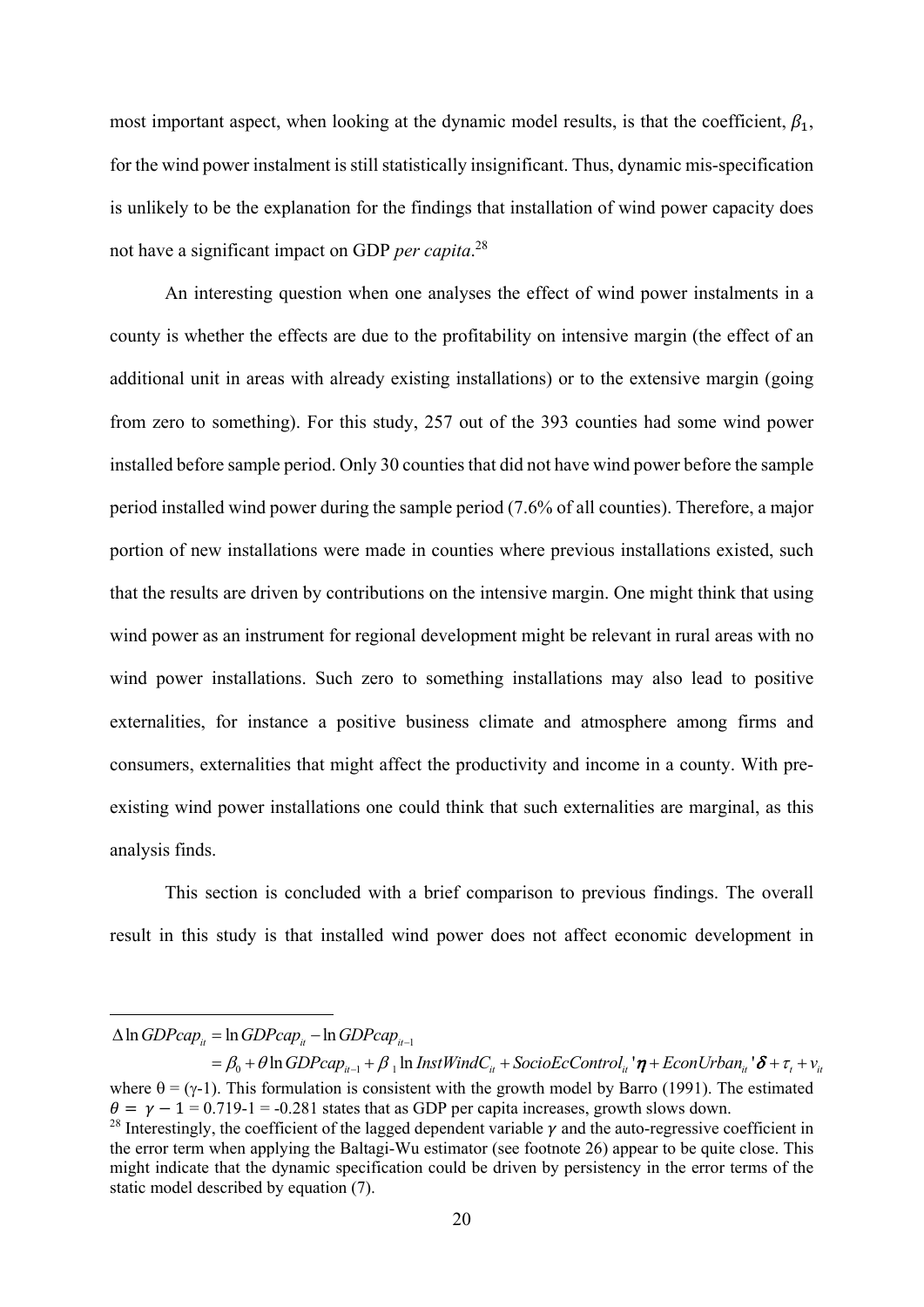most important aspect, when looking at the dynamic model results, is that the coefficient, $\beta_1$, for the wind power instalment is still statistically insignificant. Thus, dynamic mis-specification is unlikely to be the explanation for the findings that installation of wind power capacity does not have a significant impact on GDP *per capita*.[28]

An interesting question when one analyses the effect of wind power instalments in a county is whether the effects are due to the profitability on intensive margin (the effect of an additional unit in areas with already existing installations) or to the extensive margin (going from zero to something). For this study, 257 out of the 393 counties had some wind power installed before sample period. Only 30 counties that did not have wind power before the sample period installed wind power during the sample period (7.6% of all counties). Therefore, a major portion of new installations were made in counties where previous installations existed, such that the results are driven by contributions on the intensive margin. One might think that using wind power as an instrument for regional development might be relevant in rural areas with no wind power installations. Such zero to something installations may also lead to positive externalities, for instance a positive business climate and atmosphere among firms and consumers, externalities that might affect the productivity and income in a county. With pre-existing wind power installations one could think that such externalities are marginal, as this analysis finds.

This section is concluded with a brief comparison to previous findings. The overall result in this study is that installed wind power does not affect economic development in

---

$$\Delta \ln GDPcap_{it} = \ln GDPcap_{it} - \ln GDPcap_{it-1}$$

$$= \beta_0 + \theta \ln GDPcap_{it-1} + \beta_1 \ln InstWindC_{it} + SocioEcControl_{it}'\boldsymbol{\eta} + EconUrban_{it}'\boldsymbol{\delta} + \tau_t + v_{it}$$

where $\theta = (\gamma\text{-}1)$. This formulation is consistent with the growth model by Barro (1991). The estimated $\theta = \gamma - 1 = 0.719\text{-}1 = -0.281$ states that as GDP per capita increases, growth slows down.

[28] Interestingly, the coefficient of the lagged dependent variable $\gamma$ and the auto-regressive coefficient in the error term when applying the Baltagi-Wu estimator (see footnote 26) appear to be quite close. This might indicate that the dynamic specification could be driven by persistency in the error terms of the static model described by equation (7).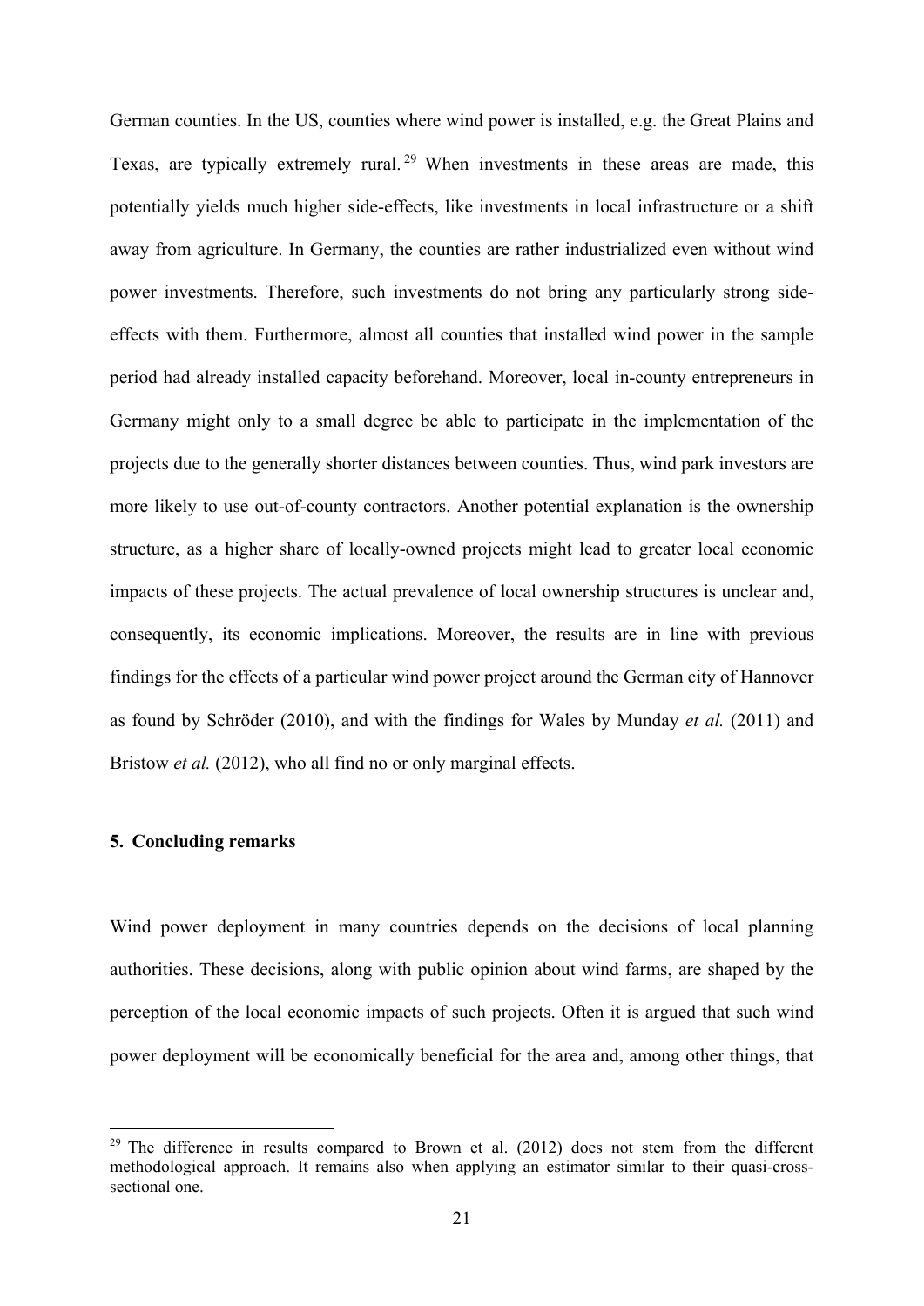German counties. In the US, counties where wind power is installed, e.g. the Great Plains and Texas, are typically extremely rural.[29] When investments in these areas are made, this potentially yields much higher side-effects, like investments in local infrastructure or a shift away from agriculture. In Germany, the counties are rather industrialized even without wind power investments. Therefore, such investments do not bring any particularly strong side-effects with them. Furthermore, almost all counties that installed wind power in the sample period had already installed capacity beforehand. Moreover, local in-county entrepreneurs in Germany might only to a small degree be able to participate in the implementation of the projects due to the generally shorter distances between counties. Thus, wind park investors are more likely to use out-of-county contractors. Another potential explanation is the ownership structure, as a higher share of locally-owned projects might lead to greater local economic impacts of these projects. The actual prevalence of local ownership structures is unclear and, consequently, its economic implications. Moreover, the results are in line with previous findings for the effects of a particular wind power project around the German city of Hannover as found by Schröder (2010), and with the findings for Wales by Munday *et al.* (2011) and Bristow *et al.* (2012), who all find no or only marginal effects.

## 5. Concluding remarks

Wind power deployment in many countries depends on the decisions of local planning authorities. These decisions, along with public opinion about wind farms, are shaped by the perception of the local economic impacts of such projects. Often it is argued that such wind power deployment will be economically beneficial for the area and, among other things, that

[29] The difference in results compared to Brown et al. (2012) does not stem from the different methodological approach. It remains also when applying an estimator similar to their quasi-cross-sectional one.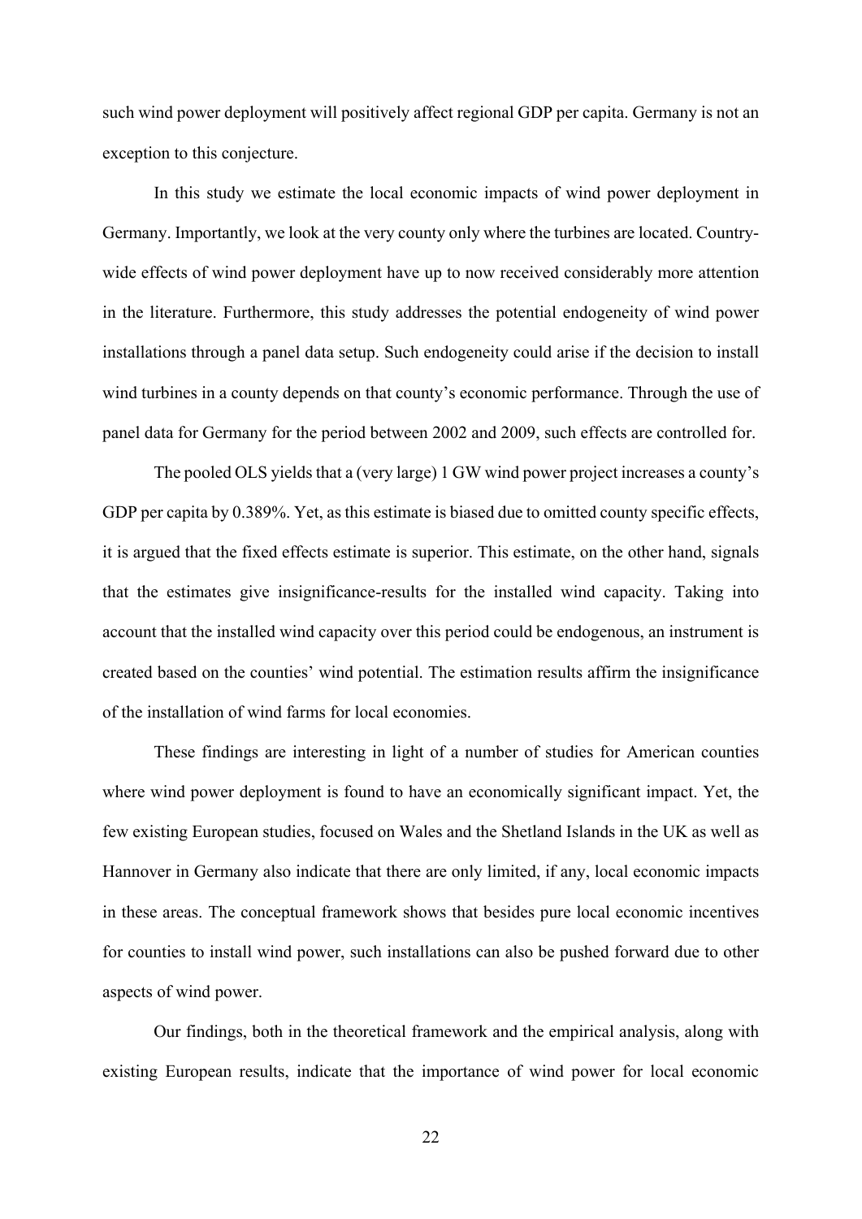such wind power deployment will positively affect regional GDP per capita. Germany is not an exception to this conjecture.

In this study we estimate the local economic impacts of wind power deployment in Germany. Importantly, we look at the very county only where the turbines are located. Country-wide effects of wind power deployment have up to now received considerably more attention in the literature. Furthermore, this study addresses the potential endogeneity of wind power installations through a panel data setup. Such endogeneity could arise if the decision to install wind turbines in a county depends on that county's economic performance. Through the use of panel data for Germany for the period between 2002 and 2009, such effects are controlled for.

The pooled OLS yields that a (very large) 1 GW wind power project increases a county's GDP per capita by 0.389%. Yet, as this estimate is biased due to omitted county specific effects, it is argued that the fixed effects estimate is superior. This estimate, on the other hand, signals that the estimates give insignificance-results for the installed wind capacity. Taking into account that the installed wind capacity over this period could be endogenous, an instrument is created based on the counties' wind potential. The estimation results affirm the insignificance of the installation of wind farms for local economies.

These findings are interesting in light of a number of studies for American counties where wind power deployment is found to have an economically significant impact. Yet, the few existing European studies, focused on Wales and the Shetland Islands in the UK as well as Hannover in Germany also indicate that there are only limited, if any, local economic impacts in these areas. The conceptual framework shows that besides pure local economic incentives for counties to install wind power, such installations can also be pushed forward due to other aspects of wind power.

Our findings, both in the theoretical framework and the empirical analysis, along with existing European results, indicate that the importance of wind power for local economic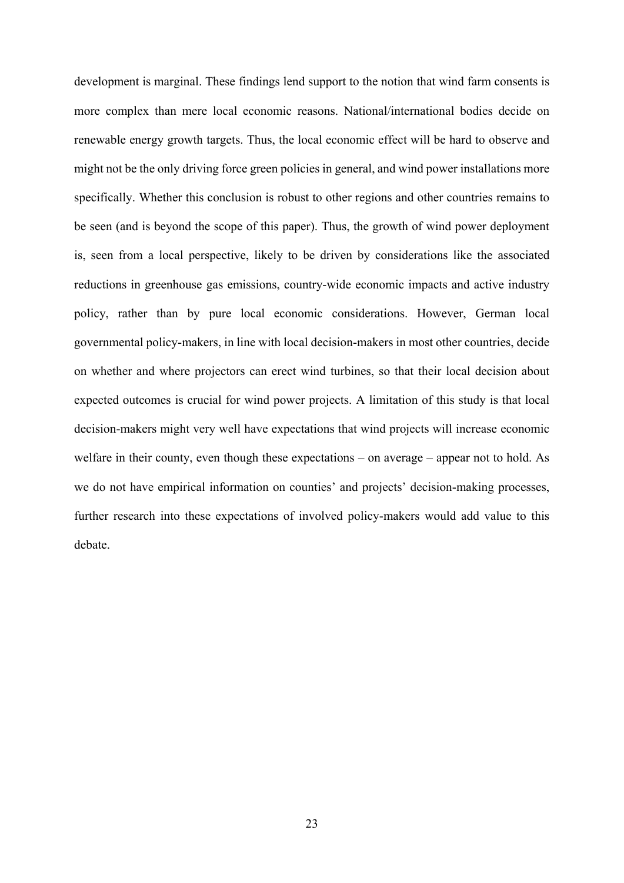development is marginal. These findings lend support to the notion that wind farm consents is more complex than mere local economic reasons. National/international bodies decide on renewable energy growth targets. Thus, the local economic effect will be hard to observe and might not be the only driving force green policies in general, and wind power installations more specifically. Whether this conclusion is robust to other regions and other countries remains to be seen (and is beyond the scope of this paper). Thus, the growth of wind power deployment is, seen from a local perspective, likely to be driven by considerations like the associated reductions in greenhouse gas emissions, country-wide economic impacts and active industry policy, rather than by pure local economic considerations. However, German local governmental policy-makers, in line with local decision-makers in most other countries, decide on whether and where projectors can erect wind turbines, so that their local decision about expected outcomes is crucial for wind power projects. A limitation of this study is that local decision-makers might very well have expectations that wind projects will increase economic welfare in their county, even though these expectations – on average – appear not to hold. As we do not have empirical information on counties' and projects' decision-making processes, further research into these expectations of involved policy-makers would add value to this debate.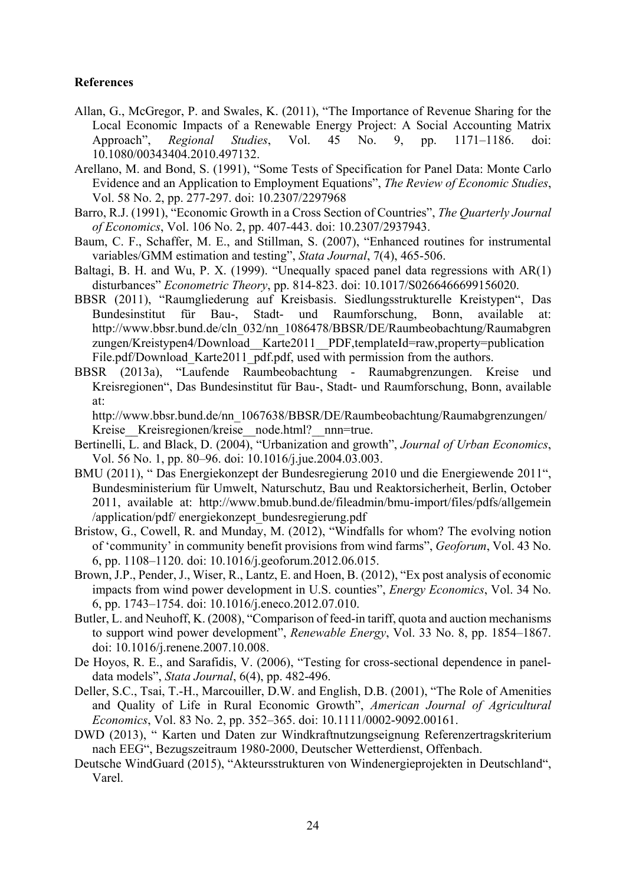**References**

Allan, G., McGregor, P. and Swales, K. (2011), "The Importance of Revenue Sharing for the Local Economic Impacts of a Renewable Energy Project: A Social Accounting Matrix Approach", *Regional Studies*, Vol. 45 No. 9, pp. 1171–1186. doi: 10.1080/00343404.2010.497132.

Arellano, M. and Bond, S. (1991), "Some Tests of Specification for Panel Data: Monte Carlo Evidence and an Application to Employment Equations", *The Review of Economic Studies*, Vol. 58 No. 2, pp. 277-297. doi: 10.2307/2297968

Barro, R.J. (1991), "Economic Growth in a Cross Section of Countries", *The Quarterly Journal of Economics*, Vol. 106 No. 2, pp. 407-443. doi: 10.2307/2937943.

Baum, C. F., Schaffer, M. E., and Stillman, S. (2007), "Enhanced routines for instrumental variables/GMM estimation and testing", *Stata Journal*, 7(4), 465-506.

Baltagi, B. H. and Wu, P. X. (1999). "Unequally spaced panel data regressions with AR(1) disturbances" *Econometric Theory*, pp. 814-823. doi: 10.1017/S0266466699156020.

BBSR (2011), "Raumgliederung auf Kreisbasis. Siedlungsstrukturelle Kreistypen", Das Bundesinstitut für Bau-, Stadt- und Raumforschung, Bonn, available at: http://www.bbsr.bund.de/cln_032/nn_1086478/BBSR/DE/Raumbeobachtung/Raumabgrenzungen/Kreistypen4/Download__Karte2011__PDF,templateId=raw,property=publicationFile.pdf/Download_Karte2011_pdf.pdf, used with permission from the authors.

BBSR (2013a), "Laufende Raumbeobachtung - Raumabgrenzungen. Kreise und Kreisregionen", Das Bundesinstitut für Bau-, Stadt- und Raumforschung, Bonn, available at: http://www.bbsr.bund.de/nn_1067638/BBSR/DE/Raumbeobachtung/Raumabgrenzungen/Kreise__Kreisregionen/kreise__node.html?__nnn=true.

Bertinelli, L. and Black, D. (2004), "Urbanization and growth", *Journal of Urban Economics*, Vol. 56 No. 1, pp. 80–96. doi: 10.1016/j.jue.2004.03.003.

BMU (2011), " Das Energiekonzept der Bundesregierung 2010 und die Energiewende 2011", Bundesministerium für Umwelt, Naturschutz, Bau und Reaktorsicherheit, Berlin, October 2011, available at: http://www.bmub.bund.de/fileadmin/bmu-import/files/pdfs/allgemein/application/pdf/ energiekonzept_bundesregierung.pdf

Bristow, G., Cowell, R. and Munday, M. (2012), "Windfalls for whom? The evolving notion of 'community' in community benefit provisions from wind farms", *Geoforum*, Vol. 43 No. 6, pp. 1108–1120. doi: 10.1016/j.geoforum.2012.06.015.

Brown, J.P., Pender, J., Wiser, R., Lantz, E. and Hoen, B. (2012), "Ex post analysis of economic impacts from wind power development in U.S. counties", *Energy Economics*, Vol. 34 No. 6, pp. 1743–1754. doi: 10.1016/j.eneco.2012.07.010.

Butler, L. and Neuhoff, K. (2008), "Comparison of feed-in tariff, quota and auction mechanisms to support wind power development", *Renewable Energy*, Vol. 33 No. 8, pp. 1854–1867. doi: 10.1016/j.renene.2007.10.008.

De Hoyos, R. E., and Sarafidis, V. (2006), "Testing for cross-sectional dependence in panel-data models", *Stata Journal*, 6(4), pp. 482-496.

Deller, S.C., Tsai, T.-H., Marcouiller, D.W. and English, D.B. (2001), "The Role of Amenities and Quality of Life in Rural Economic Growth", *American Journal of Agricultural Economics*, Vol. 83 No. 2, pp. 352–365. doi: 10.1111/0002-9092.00161.

DWD (2013), " Karten und Daten zur Windkraftnutzungseignung Referenzertragskriterium nach EEG", Bezugszeitraum 1980-2000, Deutscher Wetterdienst, Offenbach.

Deutsche WindGuard (2015), "Akteursstrukturen von Windenergieprojekten in Deutschland", Varel.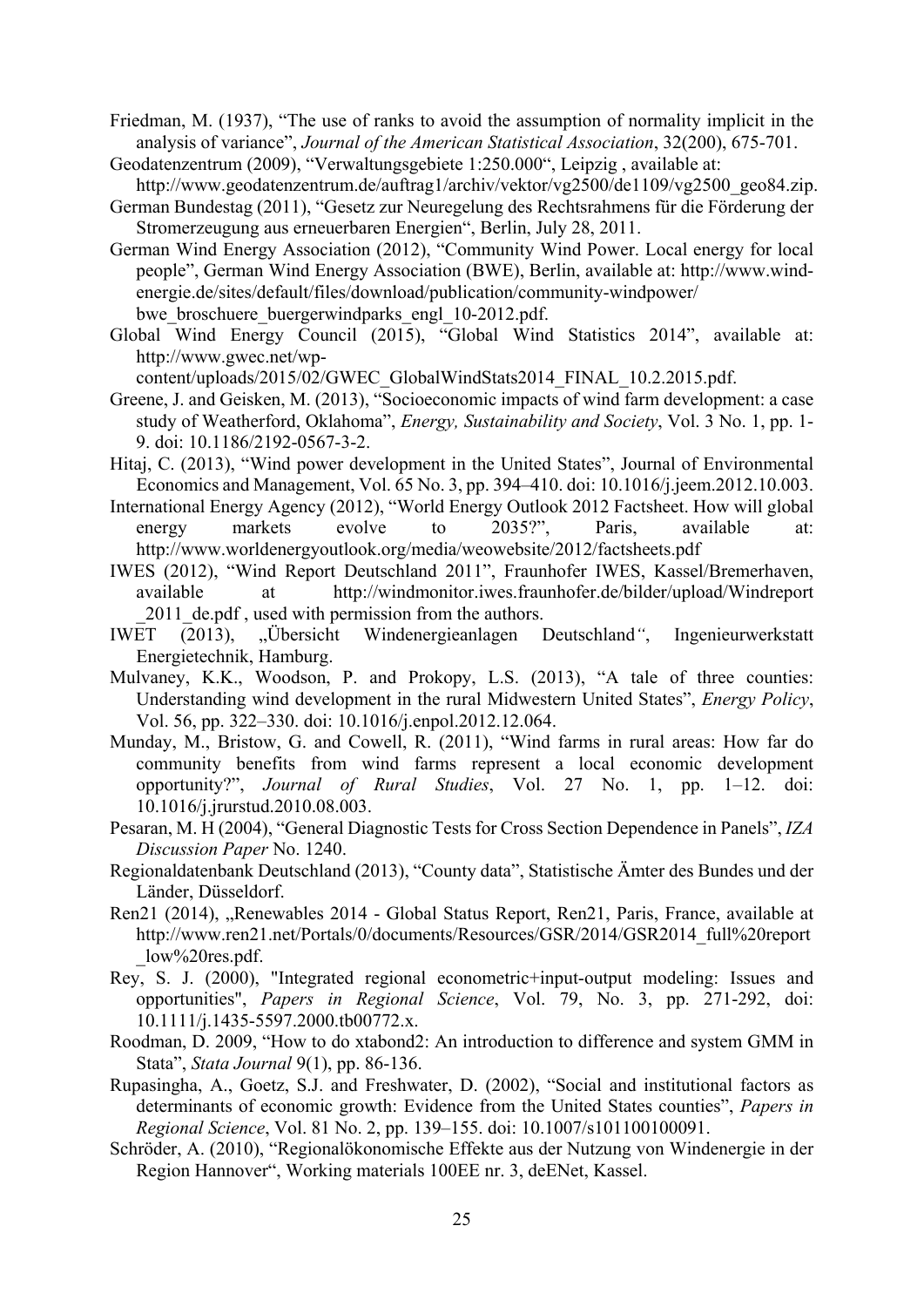Friedman, M. (1937), "The use of ranks to avoid the assumption of normality implicit in the analysis of variance", *Journal of the American Statistical Association*, 32(200), 675-701.

Geodatenzentrum (2009), "Verwaltungsgebiete 1:250.000", Leipzig , available at: http://www.geodatenzentrum.de/auftrag1/archiv/vektor/vg2500/de1109/vg2500_geo84.zip.

German Bundestag (2011), "Gesetz zur Neuregelung des Rechtsrahmens für die Förderung der Stromerzeugung aus erneuerbaren Energien", Berlin, July 28, 2011.

German Wind Energy Association (2012), "Community Wind Power. Local energy for local people", German Wind Energy Association (BWE), Berlin, available at: http://www.wind-energie.de/sites/default/files/download/publication/community-windpower/bwe_broschuere_buergerwindparks_engl_10-2012.pdf.

Global Wind Energy Council (2015), "Global Wind Statistics 2014", available at: http://www.gwec.net/wp-content/uploads/2015/02/GWEC_GlobalWindStats2014_FINAL_10.2.2015.pdf.

Greene, J. and Geisken, M. (2013), "Socioeconomic impacts of wind farm development: a case study of Weatherford, Oklahoma", *Energy, Sustainability and Society*, Vol. 3 No. 1, pp. 1-9. doi: 10.1186/2192-0567-3-2.

Hitaj, C. (2013), "Wind power development in the United States", Journal of Environmental Economics and Management, Vol. 65 No. 3, pp. 394–410. doi: 10.1016/j.jeem.2012.10.003.

International Energy Agency (2012), "World Energy Outlook 2012 Factsheet. How will global energy markets evolve to 2035?", Paris, available at: http://www.worldenergyoutlook.org/media/weowebsite/2012/factsheets.pdf

IWES (2012), "Wind Report Deutschland 2011", Fraunhofer IWES, Kassel/Bremerhaven, available at http://windmonitor.iwes.fraunhofer.de/bilder/upload/Windreport_2011_de.pdf , used with permission from the authors.

IWET (2013), „Übersicht Windenergieanlagen Deutschland", Ingenieurwerkstatt Energietechnik, Hamburg.

Mulvaney, K.K., Woodson, P. and Prokopy, L.S. (2013), "A tale of three counties: Understanding wind development in the rural Midwestern United States", *Energy Policy*, Vol. 56, pp. 322–330. doi: 10.1016/j.enpol.2012.12.064.

Munday, M., Bristow, G. and Cowell, R. (2011), "Wind farms in rural areas: How far do community benefits from wind farms represent a local economic development opportunity?", *Journal of Rural Studies*, Vol. 27 No. 1, pp. 1–12. doi: 10.1016/j.jrurstud.2010.08.003.

Pesaran, M. H (2004), "General Diagnostic Tests for Cross Section Dependence in Panels", *IZA Discussion Paper* No. 1240.

Regionaldatenbank Deutschland (2013), "County data", Statistische Ämter des Bundes und der Länder, Düsseldorf.

Ren21 (2014), „Renewables 2014 - Global Status Report, Ren21, Paris, France, available at http://www.ren21.net/Portals/0/documents/Resources/GSR/2014/GSR2014_full%20report_low%20res.pdf.

Rey, S. J. (2000), "Integrated regional econometric+input-output modeling: Issues and opportunities", *Papers in Regional Science*, Vol. 79, No. 3, pp. 271-292, doi: 10.1111/j.1435-5597.2000.tb00772.x.

Roodman, D. 2009, "How to do xtabond2: An introduction to difference and system GMM in Stata", *Stata Journal* 9(1), pp. 86-136.

Rupasingha, A., Goetz, S.J. and Freshwater, D. (2002), "Social and institutional factors as determinants of economic growth: Evidence from the United States counties", *Papers in Regional Science*, Vol. 81 No. 2, pp. 139–155. doi: 10.1007/s101100100091.

Schröder, A. (2010), "Regionalökonomische Effekte aus der Nutzung von Windenergie in der Region Hannover", Working materials 100EE nr. 3, deENet, Kassel.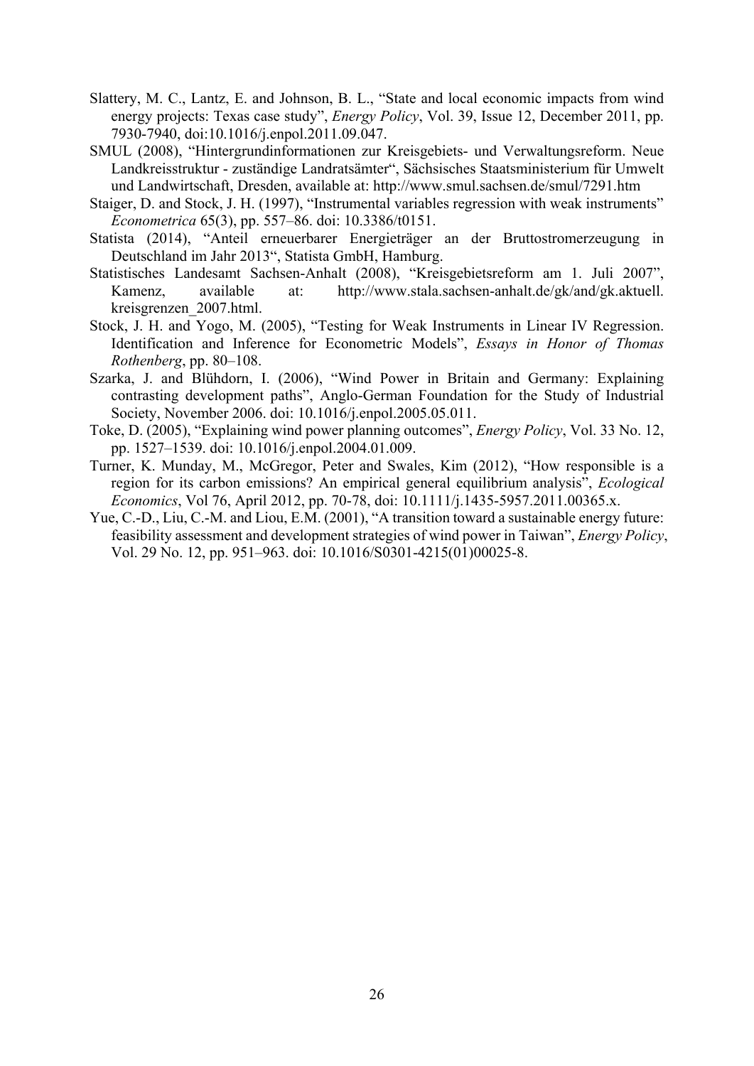Slattery, M. C., Lantz, E. and Johnson, B. L., "State and local economic impacts from wind energy projects: Texas case study", *Energy Policy*, Vol. 39, Issue 12, December 2011, pp. 7930-7940, doi:10.1016/j.enpol.2011.09.047.

SMUL (2008), "Hintergrundinformationen zur Kreisgebiets- und Verwaltungsreform. Neue Landkreisstruktur - zuständige Landratsämter", Sächsisches Staatsministerium für Umwelt und Landwirtschaft, Dresden, available at: http://www.smul.sachsen.de/smul/7291.htm

Staiger, D. and Stock, J. H. (1997), "Instrumental variables regression with weak instruments" *Econometrica* 65(3), pp. 557–86. doi: 10.3386/t0151.

Statista (2014), "Anteil erneuerbarer Energieträger an der Bruttostromerzeugung in Deutschland im Jahr 2013", Statista GmbH, Hamburg.

Statistisches Landesamt Sachsen-Anhalt (2008), "Kreisgebietsreform am 1. Juli 2007", Kamenz, available at: http://www.stala.sachsen-anhalt.de/gk/and/gk.aktuell.kreisgrenzen_2007.html.

Stock, J. H. and Yogo, M. (2005), "Testing for Weak Instruments in Linear IV Regression. Identification and Inference for Econometric Models", *Essays in Honor of Thomas Rothenberg*, pp. 80–108.

Szarka, J. and Blühdorn, I. (2006), "Wind Power in Britain and Germany: Explaining contrasting development paths", Anglo-German Foundation for the Study of Industrial Society, November 2006. doi: 10.1016/j.enpol.2005.05.011.

Toke, D. (2005), "Explaining wind power planning outcomes", *Energy Policy*, Vol. 33 No. 12, pp. 1527–1539. doi: 10.1016/j.enpol.2004.01.009.

Turner, K. Munday, M., McGregor, Peter and Swales, Kim (2012), "How responsible is a region for its carbon emissions? An empirical general equilibrium analysis", *Ecological Economics*, Vol 76, April 2012, pp. 70-78, doi: 10.1111/j.1435-5957.2011.00365.x.

Yue, C.-D., Liu, C.-M. and Liou, E.M. (2001), "A transition toward a sustainable energy future: feasibility assessment and development strategies of wind power in Taiwan", *Energy Policy*, Vol. 29 No. 12, pp. 951–963. doi: 10.1016/S0301-4215(01)00025-8.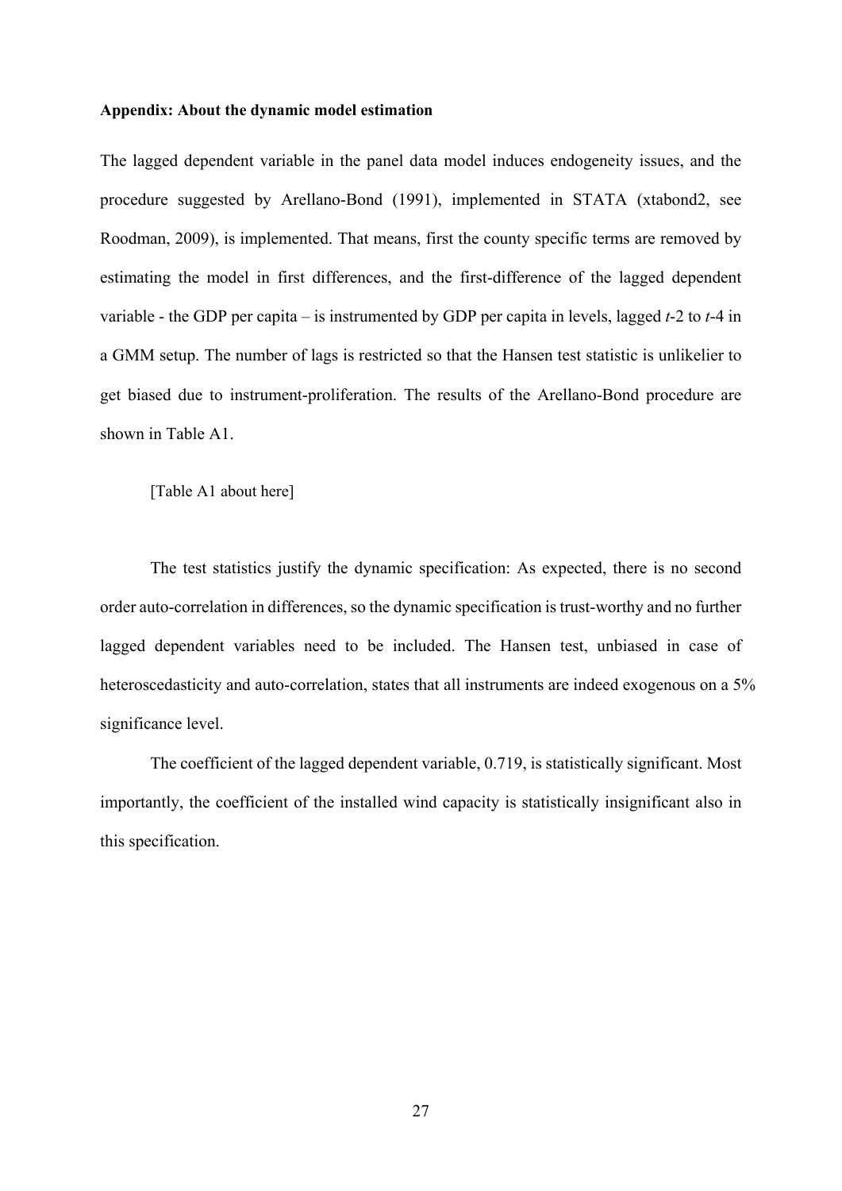**Appendix: About the dynamic model estimation**

The lagged dependent variable in the panel data model induces endogeneity issues, and the procedure suggested by Arellano-Bond (1991), implemented in STATA (xtabond2, see Roodman, 2009), is implemented. That means, first the county specific terms are removed by estimating the model in first differences, and the first-difference of the lagged dependent variable - the GDP per capita – is instrumented by GDP per capita in levels, lagged $t$-2 to $t$-4 in a GMM setup. The number of lags is restricted so that the Hansen test statistic is unlikelier to get biased due to instrument-proliferation. The results of the Arellano-Bond procedure are shown in Table A1.

[Table A1 about here]

The test statistics justify the dynamic specification: As expected, there is no second order auto-correlation in differences, so the dynamic specification is trust-worthy and no further lagged dependent variables need to be included. The Hansen test, unbiased in case of heteroscedasticity and auto-correlation, states that all instruments are indeed exogenous on a 5% significance level.

The coefficient of the lagged dependent variable, 0.719, is statistically significant. Most importantly, the coefficient of the installed wind capacity is statistically insignificant also in this specification.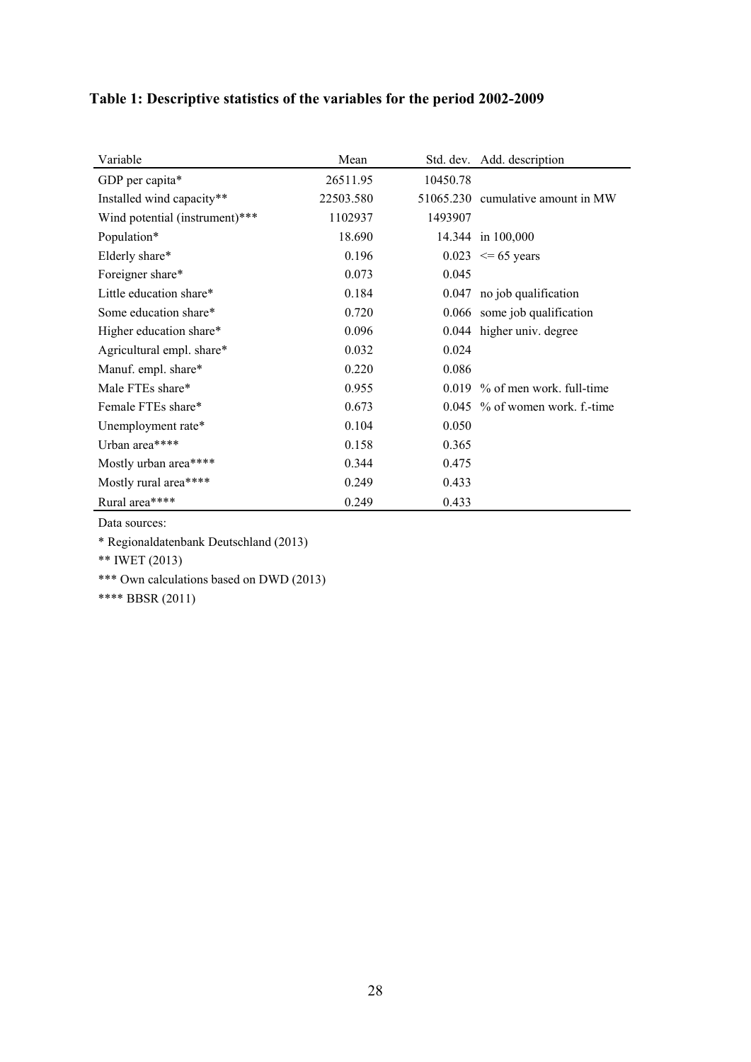**Table 1: Descriptive statistics of the variables for the period 2002-2009**

| Variable | Mean | Std. dev. | Add. description |
|---|---|---|---|
| GDP per capita* | 26511.95 | 10450.78 | |
| Installed wind capacity** | 22503.580 | 51065.230 | cumulative amount in MW |
| Wind potential (instrument)*** | 1102937 | 1493907 | |
| Population* | 18.690 | 14.344 | in 100,000 |
| Elderly share* | 0.196 | 0.023 | <= 65 years |
| Foreigner share* | 0.073 | 0.045 | |
| Little education share* | 0.184 | 0.047 | no job qualification |
| Some education share* | 0.720 | 0.066 | some job qualification |
| Higher education share* | 0.096 | 0.044 | higher univ. degree |
| Agricultural empl. share* | 0.032 | 0.024 | |
| Manuf. empl. share* | 0.220 | 0.086 | |
| Male FTEs share* | 0.955 | 0.019 | % of men work. full-time |
| Female FTEs share* | 0.673 | 0.045 | % of women work. f.-time |
| Unemployment rate* | 0.104 | 0.050 | |
| Urban area**** | 0.158 | 0.365 | |
| Mostly urban area**** | 0.344 | 0.475 | |
| Mostly rural area**** | 0.249 | 0.433 | |
| Rural area**** | 0.249 | 0.433 | |

Data sources:

* Regionaldatenbank Deutschland (2013)

** IWET (2013)

*** Own calculations based on DWD (2013)

**** BBSR (2011)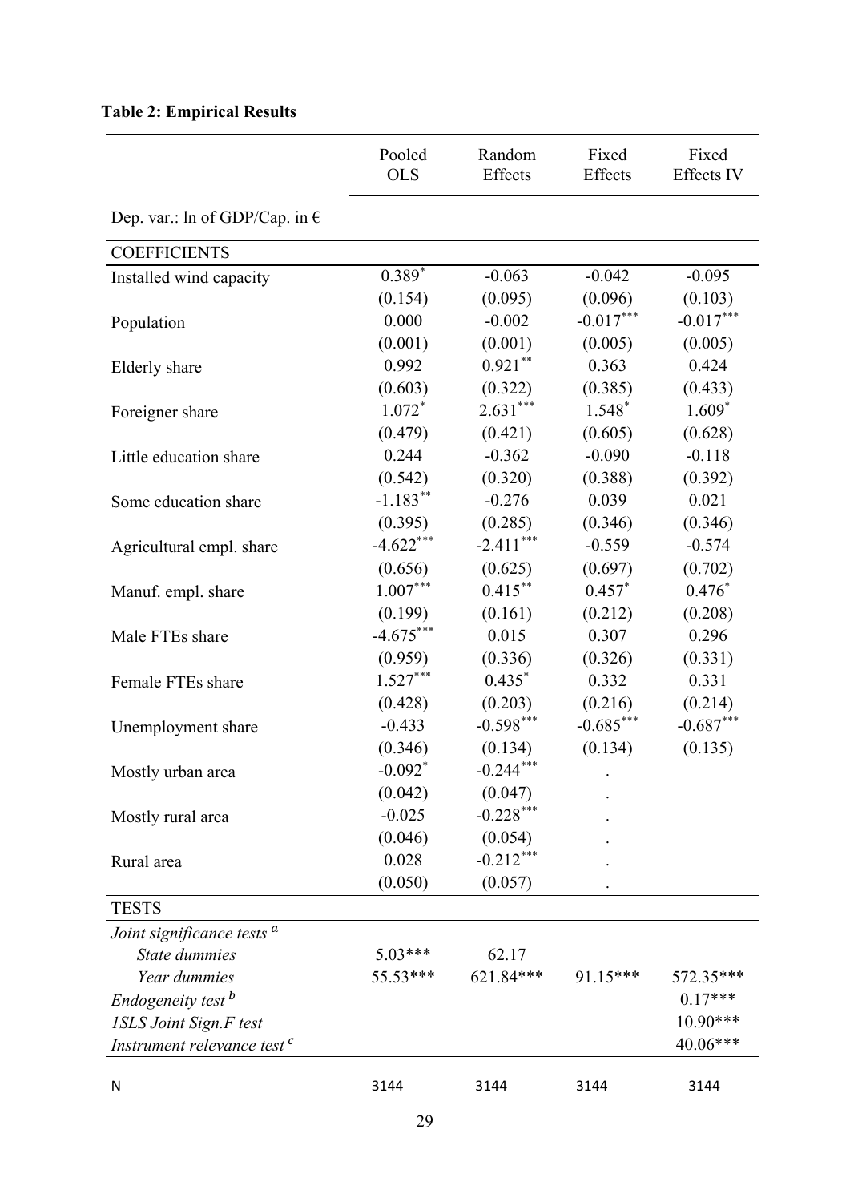**Table 2: Empirical Results**

| | Pooled OLS | Random Effects | Fixed Effects | Fixed Effects IV |
|---|---|---|---|---|
| Dep. var.: ln of GDP/Cap. in € | | | | |
| COEFFICIENTS | | | | |
| Installed wind capacity | $0.389^{*}$ | -0.063 | -0.042 | -0.095 |
| | (0.154) | (0.095) | (0.096) | (0.103) |
| Population | 0.000 | -0.002 | $-0.017^{***}$ | $-0.017^{***}$ |
| | (0.001) | (0.001) | (0.005) | (0.005) |
| Elderly share | 0.992 | $0.921^{**}$ | 0.363 | 0.424 |
| | (0.603) | (0.322) | (0.385) | (0.433) |
| Foreigner share | $1.072^{*}$ | $2.631^{***}$ | $1.548^{*}$ | $1.609^{*}$ |
| | (0.479) | (0.421) | (0.605) | (0.628) |
| Little education share | 0.244 | -0.362 | -0.090 | -0.118 |
| | (0.542) | (0.320) | (0.388) | (0.392) |
| Some education share | $-1.183^{**}$ | -0.276 | 0.039 | 0.021 |
| | (0.395) | (0.285) | (0.346) | (0.346) |
| Agricultural empl. share | $-4.622^{***}$ | $-2.411^{***}$ | -0.559 | -0.574 |
| | (0.656) | (0.625) | (0.697) | (0.702) |
| Manuf. empl. share | $1.007^{***}$ | $0.415^{**}$ | $0.457^{*}$ | $0.476^{*}$ |
| | (0.199) | (0.161) | (0.212) | (0.208) |
| Male FTEs share | $-4.675^{***}$ | 0.015 | 0.307 | 0.296 |
| | (0.959) | (0.336) | (0.326) | (0.331) |
| Female FTEs share | $1.527^{***}$ | $0.435^{*}$ | 0.332 | 0.331 |
| | (0.428) | (0.203) | (0.216) | (0.214) |
| Unemployment share | -0.433 | $-0.598^{***}$ | $-0.685^{***}$ | $-0.687^{***}$ |
| | (0.346) | (0.134) | (0.134) | (0.135) |
| Mostly urban area | $-0.092^{*}$ | $-0.244^{***}$ | . | |
| | (0.042) | (0.047) | . | |
| Mostly rural area | -0.025 | $-0.228^{***}$ | . | |
| | (0.046) | (0.054) | . | |
| Rural area | 0.028 | $-0.212^{***}$ | . | |
| | (0.050) | (0.057) | . | |
| TESTS | | | | |
| *Joint significance tests* [a] | | | | |
| *State dummies* | 5.03*** | 62.17 | | |
| *Year dummies* | 55.53*** | 621.84*** | 91.15*** | 572.35*** |
| *Endogeneity test* [b] | | | | 0.17*** |
| *1SLS Joint Sign.F test* | | | | 10.90*** |
| *Instrument relevance test* [c] | | | | 40.06*** |
| N | 3144 | 3144 | 3144 | 3144 |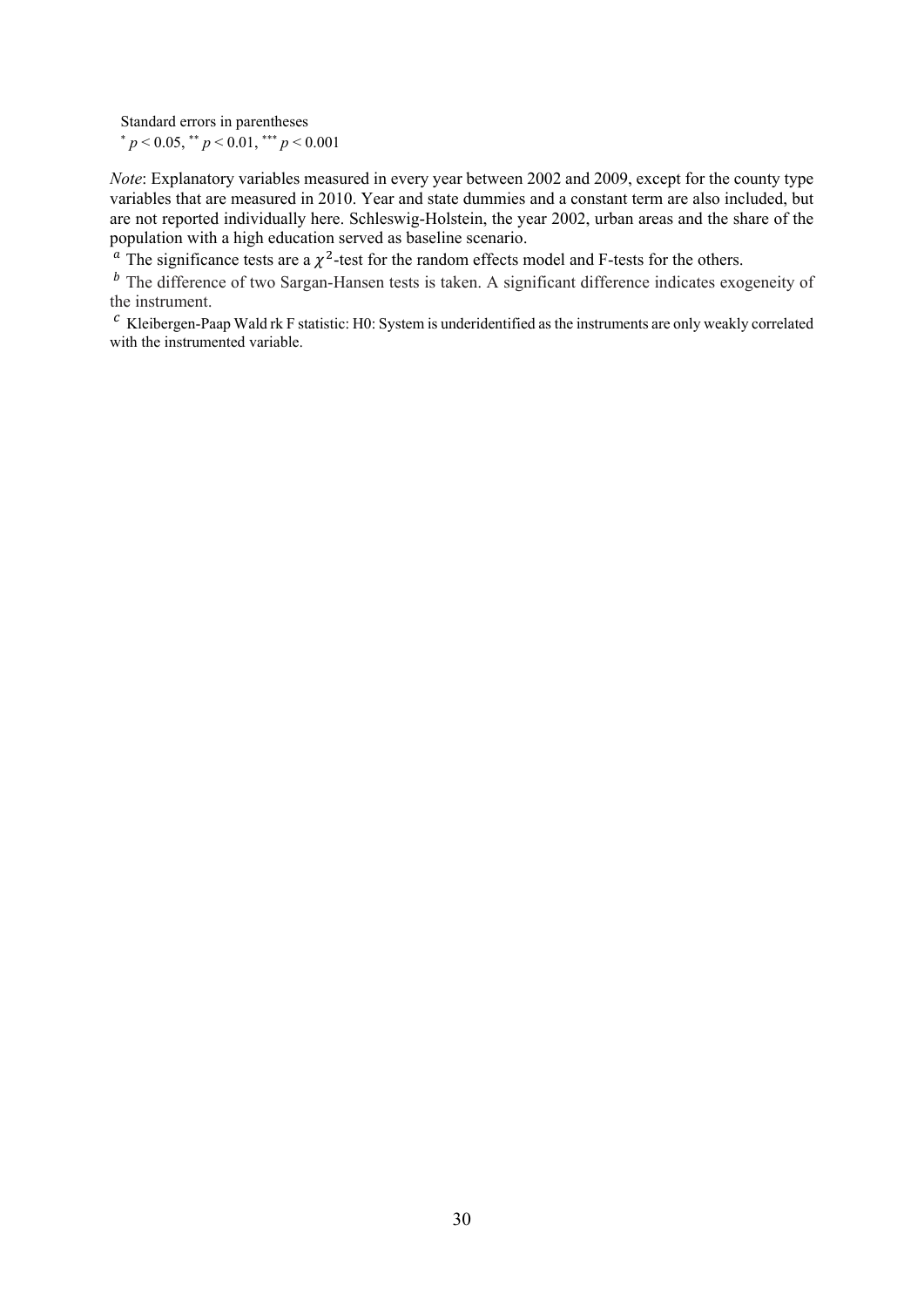Standard errors in parentheses
$^{*}$ $p < 0.05$, $^{**}$ $p < 0.01$, $^{***}$ $p < 0.001$

*Note*: Explanatory variables measured in every year between 2002 and 2009, except for the county type variables that are measured in 2010. Year and state dummies and a constant term are also included, but are not reported individually here. Schleswig-Holstein, the year 2002, urban areas and the share of the population with a high education served as baseline scenario.

[a] The significance tests are a $\chi^2$-test for the random effects model and F-tests for the others.

[b] The difference of two Sargan-Hansen tests is taken. A significant difference indicates exogeneity of the instrument.

[c] Kleibergen-Paap Wald rk F statistic: H0: System is underidentified as the instruments are only weakly correlated with the instrumented variable.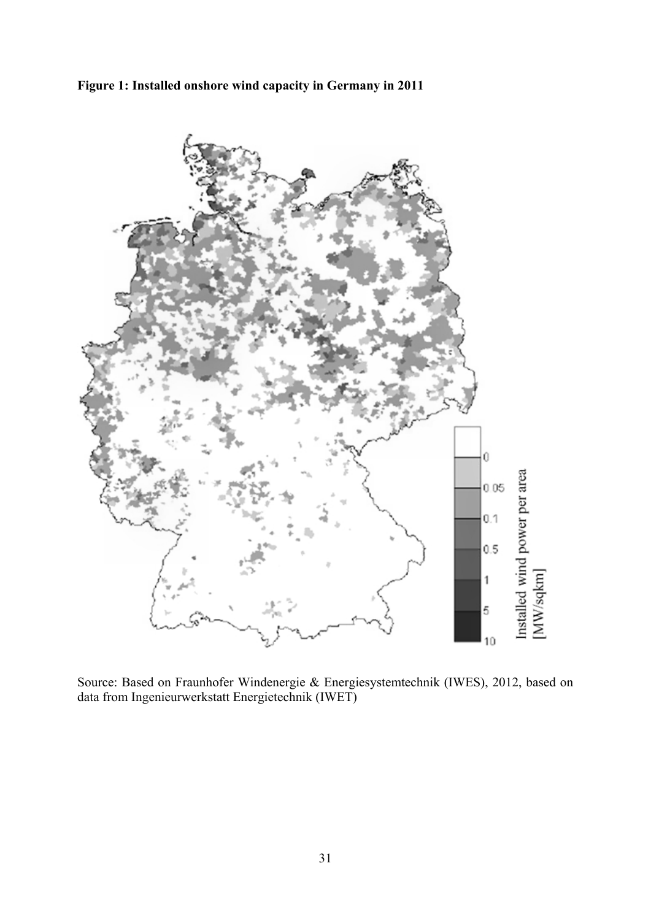**Figure 1: Installed onshore wind capacity in Germany in 2011**

Source: Based on Fraunhofer Windenergie & Energiesystemtechnik (IWES), 2012, based on data from Ingenieurwerkstatt Energietechnik (IWET)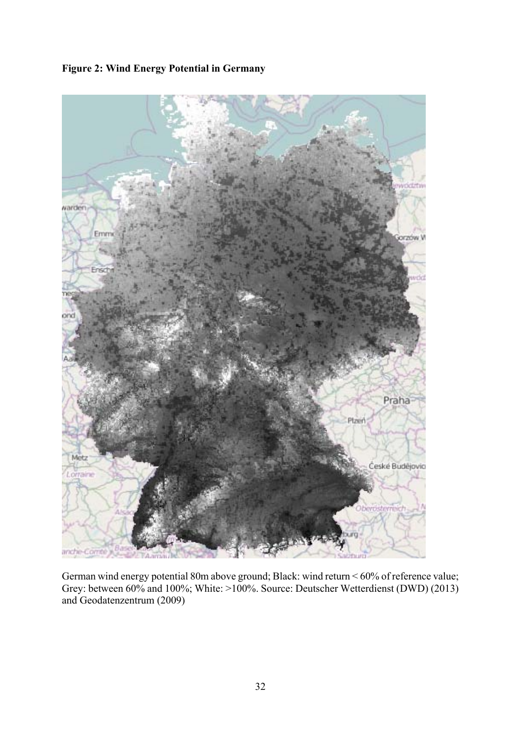**Figure 2: Wind Energy Potential in Germany**

German wind energy potential 80m above ground; Black: wind return < 60% of reference value; Grey: between 60% and 100%; White: >100%. Source: Deutscher Wetterdienst (DWD) (2013) and Geodatenzentrum (2009)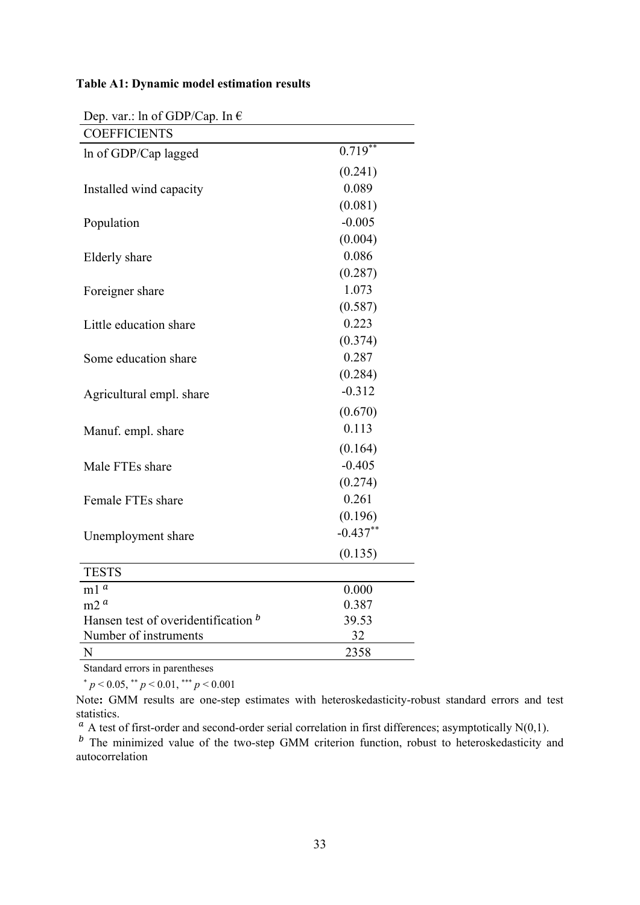**Table A1: Dynamic model estimation results**

| Dep. var.: ln of GDP/Cap. In € | |
|---|---|
| COEFFICIENTS | |
| ln of GDP/Cap lagged | 0.719** |
| | (0.241) |
| Installed wind capacity | 0.089 |
| | (0.081) |
| Population | -0.005 |
| | (0.004) |
| Elderly share | 0.086 |
| | (0.287) |
| Foreigner share | 1.073 |
| | (0.587) |
| Little education share | 0.223 |
| | (0.374) |
| Some education share | 0.287 |
| | (0.284) |
| Agricultural empl. share | -0.312 |
| | (0.670) |
| Manuf. empl. share | 0.113 |
| | (0.164) |
| Male FTEs share | -0.405 |
| | (0.274) |
| Female FTEs share | 0.261 |
| | (0.196) |
| Unemployment share | -0.437** |
| | (0.135) |
| TESTS | |
| m1 [a] | 0.000 |
| m2 [a] | 0.387 |
| Hansen test of overidentification [b] | 39.53 |
| Number of instruments | 32 |
| N | 2358 |

Standard errors in parentheses

* $p < 0.05$, ** $p < 0.01$, *** $p < 0.001$

Note**:** GMM results are one-step estimates with heteroskedasticity-robust standard errors and test statistics.

[a] A test of first-order and second-order serial correlation in first differences; asymptotically N(0,1).

[b] The minimized value of the two-step GMM criterion function, robust to heteroskedasticity and autocorrelation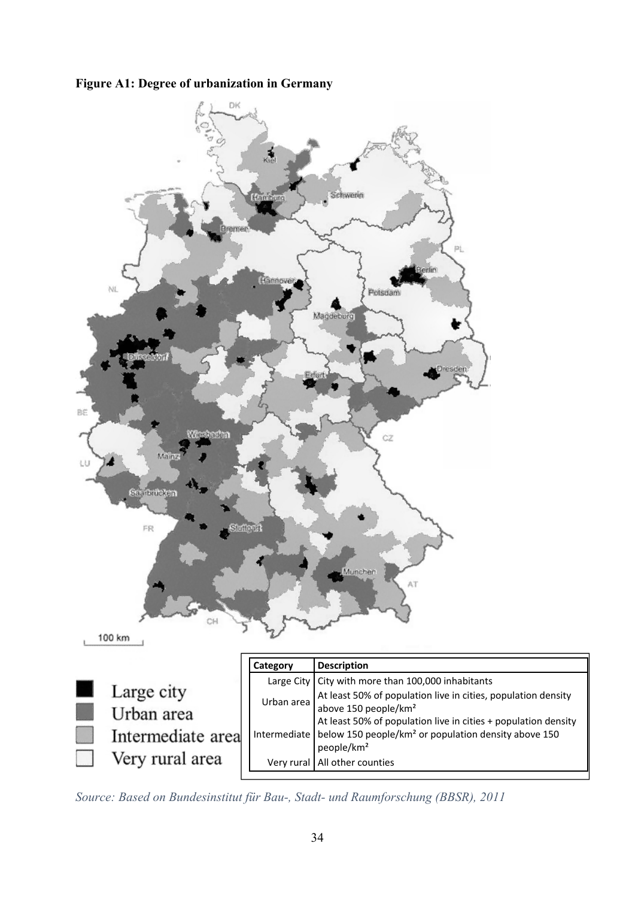**Figure A1: Degree of urbanization in Germany**

DK
Kiel
Hamburg
Schwerin
Bremen
PL
Berlin
Hannover
Potsdam
NL
Magdeburg
Düsseldorf
Dresden
Erfurt
BE
Wiesbaden
CZ
Mainz
LU
Saarbrücken
FR
Stuttgart
München
AT
CH
100 km

Large city
Urban area
Intermediate area
Very rural area

| Category | Description |
|---|---|
| Large City | City with more than 100,000 inhabitants |
| Urban area | At least 50% of population live in cities, population density above 150 people/km² |
| Intermediate | At least 50% of population live in cities + population density below 150 people/km² or population density above 150 people/km² |
| Very rural | All other counties |

*Source: Based on Bundesinstitut für Bau-, Stadt- und Raumforschung (BBSR), 2011*